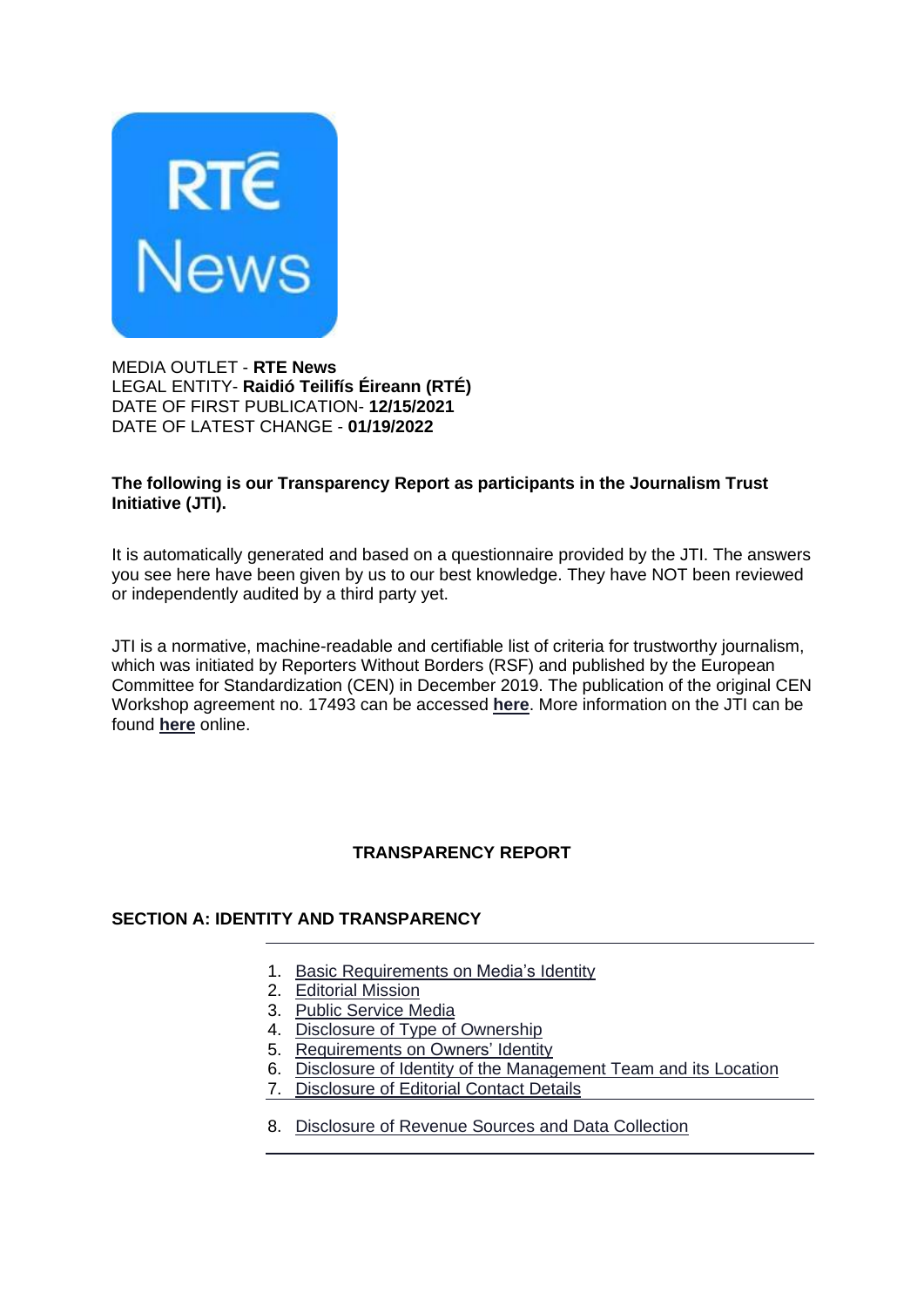MEDIA OUTLET - **RTE News**
LEGAL ENTITY- **Raidió Teilifís Éireann (RTÉ)**
DATE OF FIRST PUBLICATION- **12/15/2021**
DATE OF LATEST CHANGE - **01/19/2022**

**The following is our Transparency Report as participants in the Journalism Trust Initiative (JTI).**

It is automatically generated and based on a questionnaire provided by the JTI. The answers you see here have been given by us to our best knowledge. They have NOT been reviewed or independently audited by a third party yet.

JTI is a normative, machine-readable and certifiable list of criteria for trustworthy journalism, which was initiated by Reporters Without Borders (RSF) and published by the European Committee for Standardization (CEN) in December 2019. The publication of the original CEN Workshop agreement no. 17493 can be accessed **here**. More information on the JTI can be found **here** online.

## TRANSPARENCY REPORT

### SECTION A: IDENTITY AND TRANSPARENCY

1. Basic Requirements on Media's Identity
2. Editorial Mission
3. Public Service Media
4. Disclosure of Type of Ownership
5. Requirements on Owners' Identity
6. Disclosure of Identity of the Management Team and its Location
7. Disclosure of Editorial Contact Details
8. Disclosure of Revenue Sources and Data Collection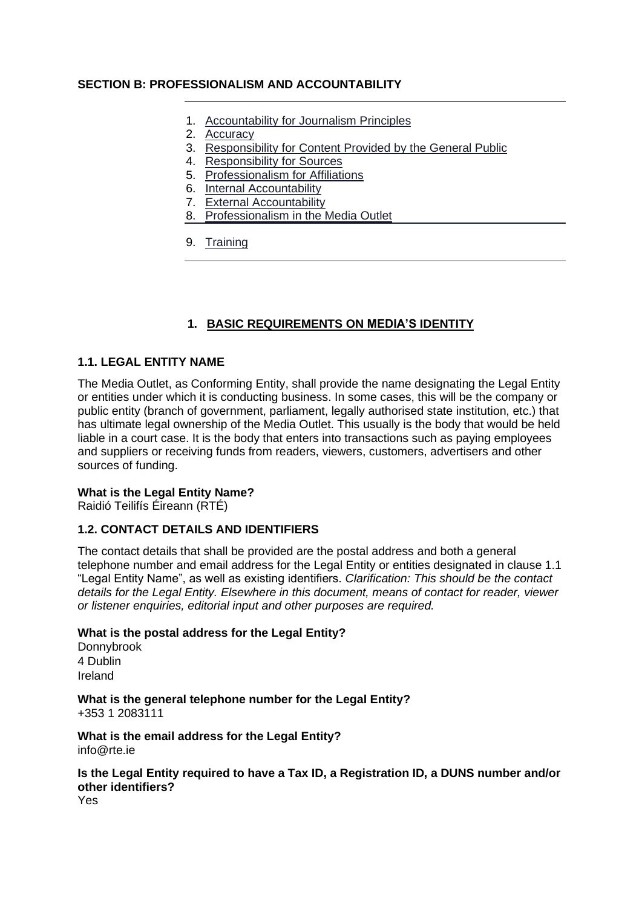## SECTION B: PROFESSIONALISM AND ACCOUNTABILITY

1. Accountability for Journalism Principles
2. Accuracy
3. Responsibility for Content Provided by the General Public
4. Responsibility for Sources
5. Professionalism for Affiliations
6. Internal Accountability
7. External Accountability
8. Professionalism in the Media Outlet
9. Training

## 1. BASIC REQUIREMENTS ON MEDIA'S IDENTITY

### 1.1. LEGAL ENTITY NAME

The Media Outlet, as Conforming Entity, shall provide the name designating the Legal Entity or entities under which it is conducting business. In some cases, this will be the company or public entity (branch of government, parliament, legally authorised state institution, etc.) that has ultimate legal ownership of the Media Outlet. This usually is the body that would be held liable in a court case. It is the body that enters into transactions such as paying employees and suppliers or receiving funds from readers, viewers, customers, advertisers and other sources of funding.

**What is the Legal Entity Name?**
Raidió Teilifís Éireann (RTÉ)

### 1.2. CONTACT DETAILS AND IDENTIFIERS

The contact details that shall be provided are the postal address and both a general telephone number and email address for the Legal Entity or entities designated in clause 1.1 "Legal Entity Name", as well as existing identifiers. *Clarification: This should be the contact details for the Legal Entity. Elsewhere in this document, means of contact for reader, viewer or listener enquiries, editorial input and other purposes are required.*

**What is the postal address for the Legal Entity?**
Donnybrook
4 Dublin
Ireland

**What is the general telephone number for the Legal Entity?**
+353 1 2083111

**What is the email address for the Legal Entity?**
info@rte.ie

**Is the Legal Entity required to have a Tax ID, a Registration ID, a DUNS number and/or other identifiers?**
Yes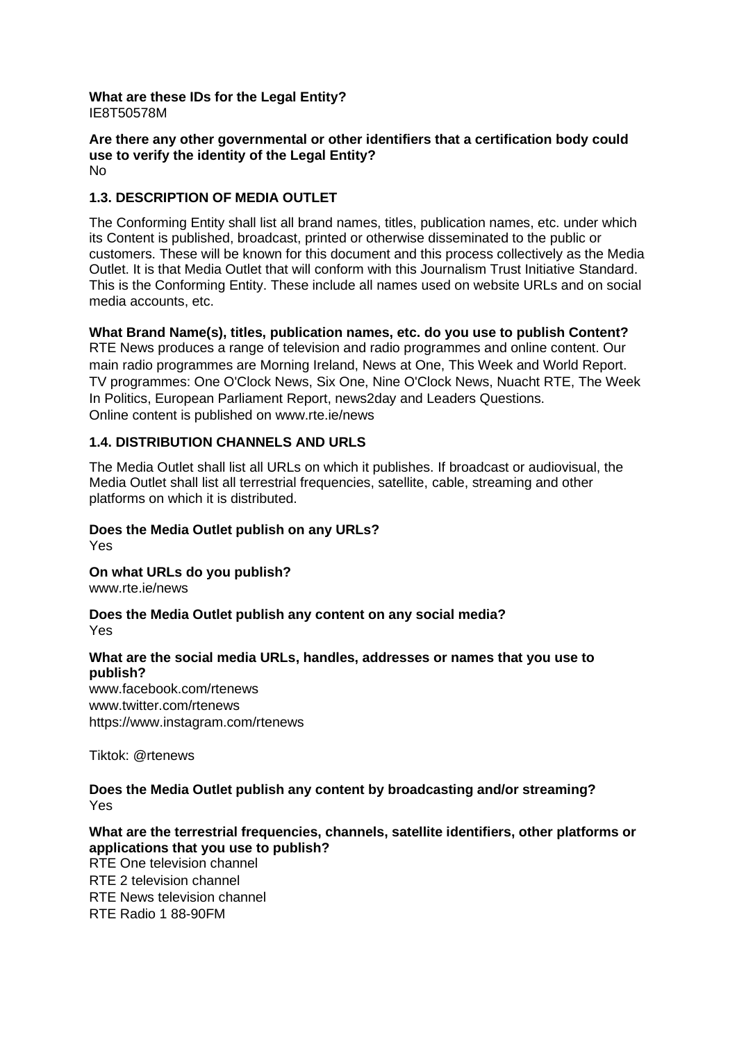**What are these IDs for the Legal Entity?**
IE8T50578M

**Are there any other governmental or other identifiers that a certification body could use to verify the identity of the Legal Entity?**
No

### 1.3. DESCRIPTION OF MEDIA OUTLET

The Conforming Entity shall list all brand names, titles, publication names, etc. under which its Content is published, broadcast, printed or otherwise disseminated to the public or customers. These will be known for this document and this process collectively as the Media Outlet. It is that Media Outlet that will conform with this Journalism Trust Initiative Standard. This is the Conforming Entity. These include all names used on website URLs and on social media accounts, etc.

**What Brand Name(s), titles, publication names, etc. do you use to publish Content?**
RTE News produces a range of television and radio programmes and online content. Our main radio programmes are Morning Ireland, News at One, This Week and World Report.
TV programmes: One O'Clock News, Six One, Nine O'Clock News, Nuacht RTE, The Week In Politics, European Parliament Report, news2day and Leaders Questions.
Online content is published on www.rte.ie/news

### 1.4. DISTRIBUTION CHANNELS AND URLS

The Media Outlet shall list all URLs on which it publishes. If broadcast or audiovisual, the Media Outlet shall list all terrestrial frequencies, satellite, cable, streaming and other platforms on which it is distributed.

**Does the Media Outlet publish on any URLs?**
Yes

**On what URLs do you publish?**
www.rte.ie/news

**Does the Media Outlet publish any content on any social media?**
Yes

**What are the social media URLs, handles, addresses or names that you use to publish?**
www.facebook.com/rtenews
www.twitter.com/rtenews
https://www.instagram.com/rtenews

Tiktok: @rtenews

**Does the Media Outlet publish any content by broadcasting and/or streaming?**
Yes

**What are the terrestrial frequencies, channels, satellite identifiers, other platforms or applications that you use to publish?**
RTE One television channel
RTE 2 television channel
RTE News television channel
RTE Radio 1 88-90FM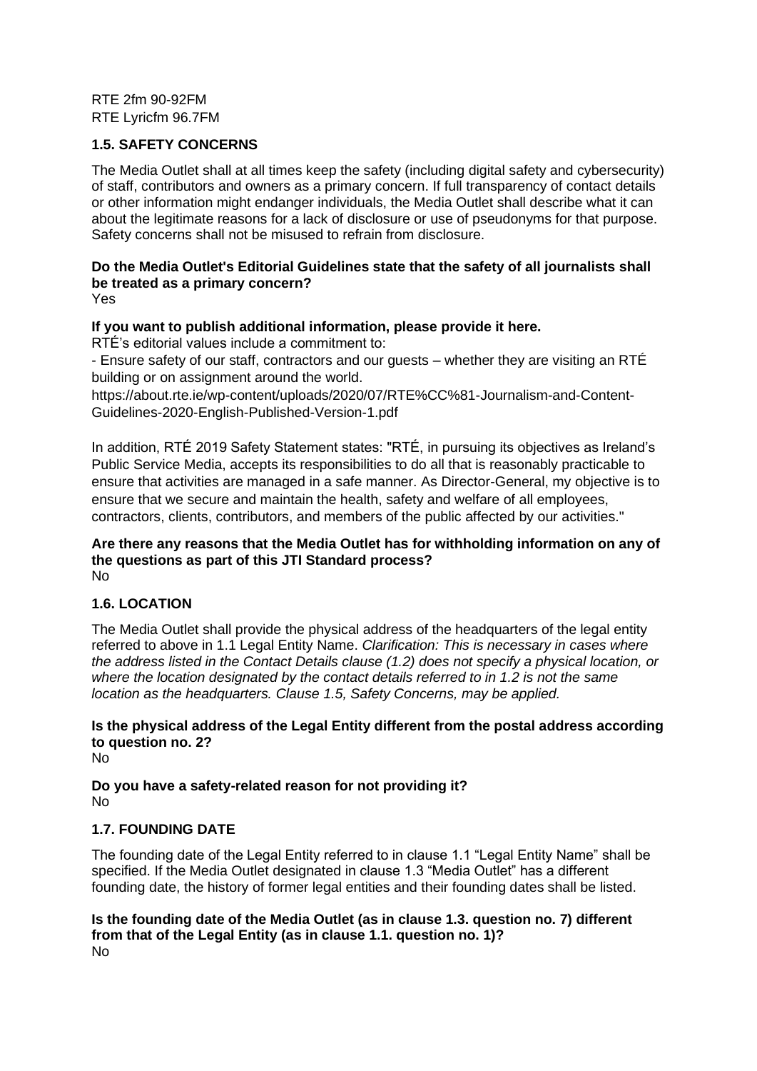RTE 2fm 90-92FM
RTE Lyricfm 96.7FM

### 1.5. SAFETY CONCERNS

The Media Outlet shall at all times keep the safety (including digital safety and cybersecurity) of staff, contributors and owners as a primary concern. If full transparency of contact details or other information might endanger individuals, the Media Outlet shall describe what it can about the legitimate reasons for a lack of disclosure or use of pseudonyms for that purpose. Safety concerns shall not be misused to refrain from disclosure.

**Do the Media Outlet's Editorial Guidelines state that the safety of all journalists shall be treated as a primary concern?**
Yes

**If you want to publish additional information, please provide it here.**
RTÉ's editorial values include a commitment to:
- Ensure safety of our staff, contractors and our guests – whether they are visiting an RTÉ building or on assignment around the world.

https://about.rte.ie/wp-content/uploads/2020/07/RTE%CC%81-Journalism-and-Content-Guidelines-2020-English-Published-Version-1.pdf

In addition, RTÉ 2019 Safety Statement states: "RTÉ, in pursuing its objectives as Ireland's Public Service Media, accepts its responsibilities to do all that is reasonably practicable to ensure that activities are managed in a safe manner. As Director-General, my objective is to ensure that we secure and maintain the health, safety and welfare of all employees, contractors, clients, contributors, and members of the public affected by our activities."

**Are there any reasons that the Media Outlet has for withholding information on any of the questions as part of this JTI Standard process?**
No

### 1.6. LOCATION

The Media Outlet shall provide the physical address of the headquarters of the legal entity referred to above in 1.1 Legal Entity Name. *Clarification: This is necessary in cases where the address listed in the Contact Details clause (1.2) does not specify a physical location, or where the location designated by the contact details referred to in 1.2 is not the same location as the headquarters. Clause 1.5, Safety Concerns, may be applied.*

**Is the physical address of the Legal Entity different from the postal address according to question no. 2?**
No

**Do you have a safety-related reason for not providing it?**
No

### 1.7. FOUNDING DATE

The founding date of the Legal Entity referred to in clause 1.1 "Legal Entity Name" shall be specified. If the Media Outlet designated in clause 1.3 "Media Outlet" has a different founding date, the history of former legal entities and their founding dates shall be listed.

**Is the founding date of the Media Outlet (as in clause 1.3. question no. 7) different from that of the Legal Entity (as in clause 1.1. question no. 1)?**
No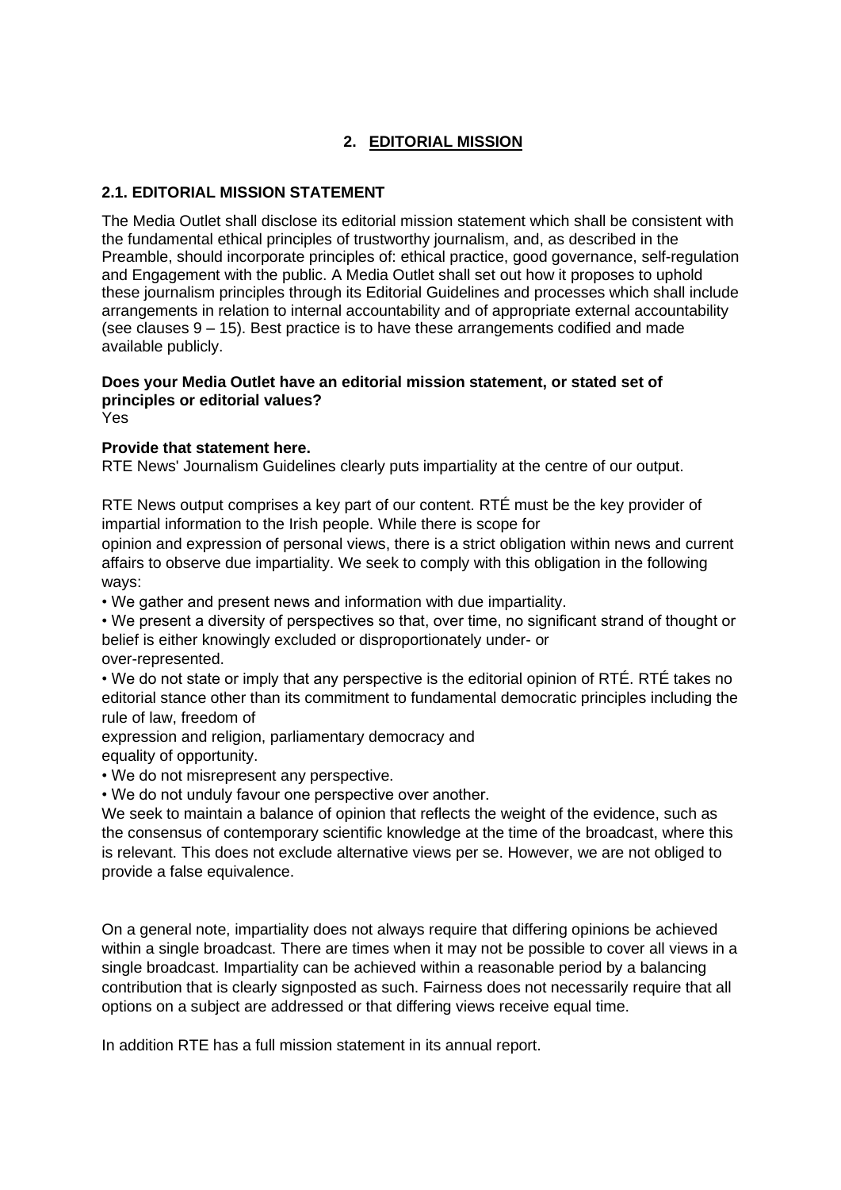## 2. EDITORIAL MISSION

### 2.1. EDITORIAL MISSION STATEMENT

The Media Outlet shall disclose its editorial mission statement which shall be consistent with the fundamental ethical principles of trustworthy journalism, and, as described in the Preamble, should incorporate principles of: ethical practice, good governance, self-regulation and Engagement with the public. A Media Outlet shall set out how it proposes to uphold these journalism principles through its Editorial Guidelines and processes which shall include arrangements in relation to internal accountability and of appropriate external accountability (see clauses 9 – 15). Best practice is to have these arrangements codified and made available publicly.

**Does your Media Outlet have an editorial mission statement, or stated set of principles or editorial values?**
Yes

**Provide that statement here.**
RTE News' Journalism Guidelines clearly puts impartiality at the centre of our output.

RTE News output comprises a key part of our content. RTÉ must be the key provider of impartial information to the Irish people. While there is scope for opinion and expression of personal views, there is a strict obligation within news and current affairs to observe due impartiality. We seek to comply with this obligation in the following ways:

- We gather and present news and information with due impartiality.
- We present a diversity of perspectives so that, over time, no significant strand of thought or belief is either knowingly excluded or disproportionately under- or over-represented.
- We do not state or imply that any perspective is the editorial opinion of RTÉ. RTÉ takes no editorial stance other than its commitment to fundamental democratic principles including the rule of law, freedom of expression and religion, parliamentary democracy and equality of opportunity.
- We do not misrepresent any perspective.
- We do not unduly favour one perspective over another.

We seek to maintain a balance of opinion that reflects the weight of the evidence, such as the consensus of contemporary scientific knowledge at the time of the broadcast, where this is relevant. This does not exclude alternative views per se. However, we are not obliged to provide a false equivalence.

On a general note, impartiality does not always require that differing opinions be achieved within a single broadcast. There are times when it may not be possible to cover all views in a single broadcast. Impartiality can be achieved within a reasonable period by a balancing contribution that is clearly signposted as such. Fairness does not necessarily require that all options on a subject are addressed or that differing views receive equal time.

In addition RTE has a full mission statement in its annual report.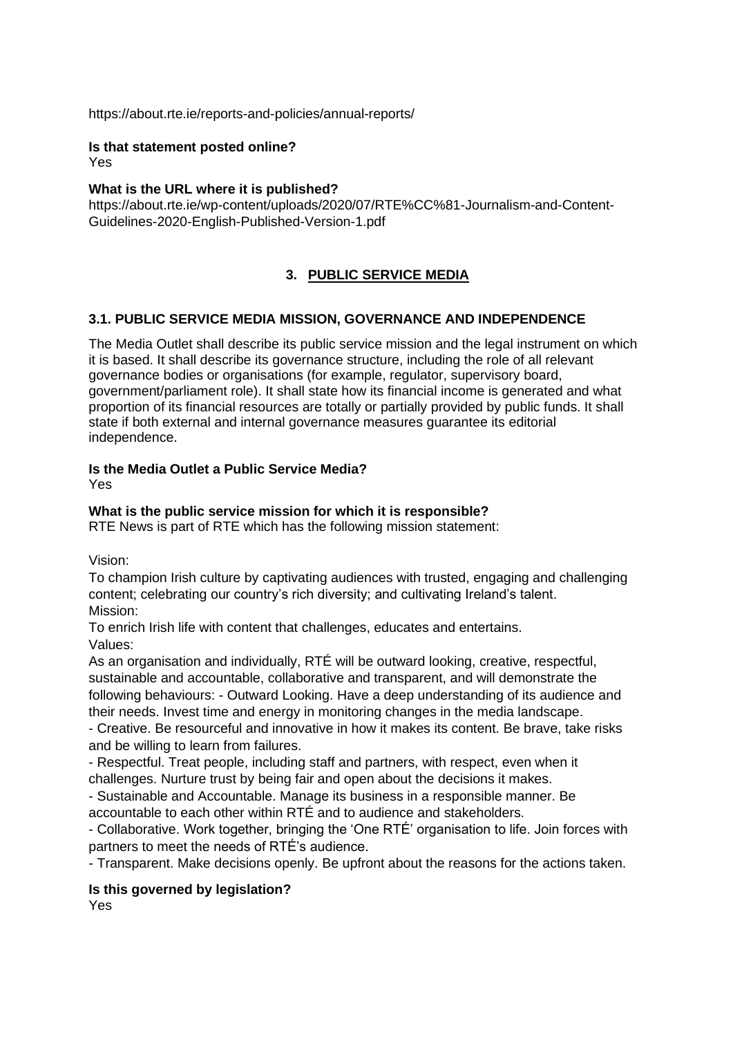https://about.rte.ie/reports-and-policies/annual-reports/

**Is that statement posted online?**
Yes

**What is the URL where it is published?**
https://about.rte.ie/wp-content/uploads/2020/07/RTE%CC%81-Journalism-and-Content-Guidelines-2020-English-Published-Version-1.pdf

## 3. PUBLIC SERVICE MEDIA

### 3.1. PUBLIC SERVICE MEDIA MISSION, GOVERNANCE AND INDEPENDENCE

The Media Outlet shall describe its public service mission and the legal instrument on which it is based. It shall describe its governance structure, including the role of all relevant governance bodies or organisations (for example, regulator, supervisory board, government/parliament role). It shall state how its financial income is generated and what proportion of its financial resources are totally or partially provided by public funds. It shall state if both external and internal governance measures guarantee its editorial independence.

**Is the Media Outlet a Public Service Media?**
Yes

**What is the public service mission for which it is responsible?**
RTE News is part of RTE which has the following mission statement:

Vision:
To champion Irish culture by captivating audiences with trusted, engaging and challenging content; celebrating our country's rich diversity; and cultivating Ireland's talent.
Mission:
To enrich Irish life with content that challenges, educates and entertains.
Values:
As an organisation and individually, RTÉ will be outward looking, creative, respectful, sustainable and accountable, collaborative and transparent, and will demonstrate the following behaviours: - Outward Looking. Have a deep understanding of its audience and their needs. Invest time and energy in monitoring changes in the media landscape.
- Creative. Be resourceful and innovative in how it makes its content. Be brave, take risks and be willing to learn from failures.
- Respectful. Treat people, including staff and partners, with respect, even when it challenges. Nurture trust by being fair and open about the decisions it makes.
- Sustainable and Accountable. Manage its business in a responsible manner. Be accountable to each other within RTÉ and to audience and stakeholders.
- Collaborative. Work together, bringing the 'One RTÉ' organisation to life. Join forces with partners to meet the needs of RTÉ's audience.
- Transparent. Make decisions openly. Be upfront about the reasons for the actions taken.

**Is this governed by legislation?**
Yes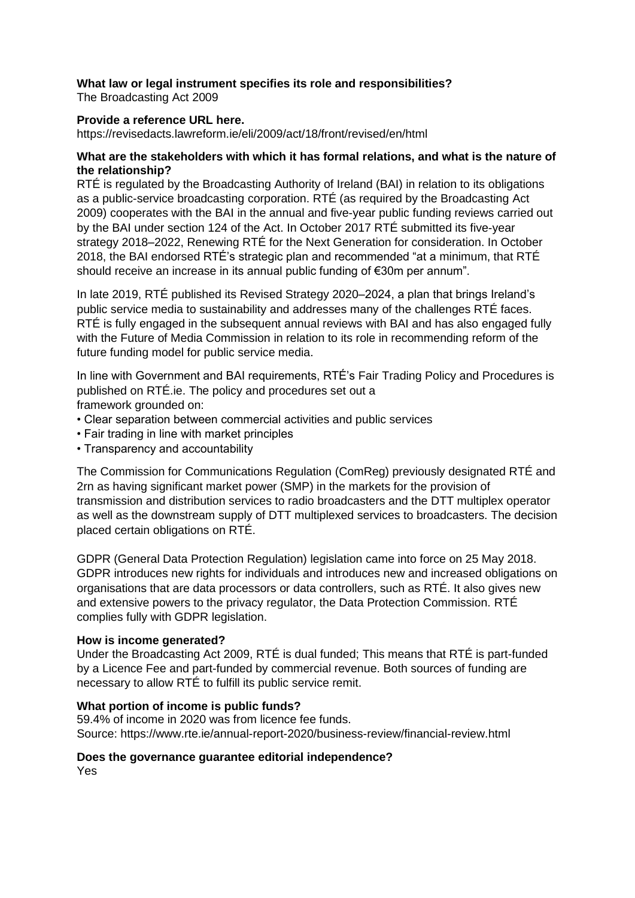**What law or legal instrument specifies its role and responsibilities?**
The Broadcasting Act 2009

**Provide a reference URL here.**
https://revisedacts.lawreform.ie/eli/2009/act/18/front/revised/en/html

**What are the stakeholders with which it has formal relations, and what is the nature of the relationship?**
RTÉ is regulated by the Broadcasting Authority of Ireland (BAI) in relation to its obligations as a public-service broadcasting corporation. RTÉ (as required by the Broadcasting Act 2009) cooperates with the BAI in the annual and five-year public funding reviews carried out by the BAI under section 124 of the Act. In October 2017 RTÉ submitted its five-year strategy 2018–2022, Renewing RTÉ for the Next Generation for consideration. In October 2018, the BAI endorsed RTÉ's strategic plan and recommended "at a minimum, that RTÉ should receive an increase in its annual public funding of €30m per annum".

In late 2019, RTÉ published its Revised Strategy 2020–2024, a plan that brings Ireland's public service media to sustainability and addresses many of the challenges RTÉ faces. RTÉ is fully engaged in the subsequent annual reviews with BAI and has also engaged fully with the Future of Media Commission in relation to its role in recommending reform of the future funding model for public service media.

In line with Government and BAI requirements, RTÉ's Fair Trading Policy and Procedures is published on RTÉ.ie. The policy and procedures set out a framework grounded on:

- Clear separation between commercial activities and public services
- Fair trading in line with market principles
- Transparency and accountability

The Commission for Communications Regulation (ComReg) previously designated RTÉ and 2rn as having significant market power (SMP) in the markets for the provision of transmission and distribution services to radio broadcasters and the DTT multiplex operator as well as the downstream supply of DTT multiplexed services to broadcasters. The decision placed certain obligations on RTÉ.

GDPR (General Data Protection Regulation) legislation came into force on 25 May 2018. GDPR introduces new rights for individuals and introduces new and increased obligations on organisations that are data processors or data controllers, such as RTÉ. It also gives new and extensive powers to the privacy regulator, the Data Protection Commission. RTÉ complies fully with GDPR legislation.

**How is income generated?**
Under the Broadcasting Act 2009, RTÉ is dual funded; This means that RTÉ is part-funded by a Licence Fee and part-funded by commercial revenue. Both sources of funding are necessary to allow RTÉ to fulfill its public service remit.

**What portion of income is public funds?**
59.4% of income in 2020 was from licence fee funds.
Source: https://www.rte.ie/annual-report-2020/business-review/financial-review.html

**Does the governance guarantee editorial independence?**
Yes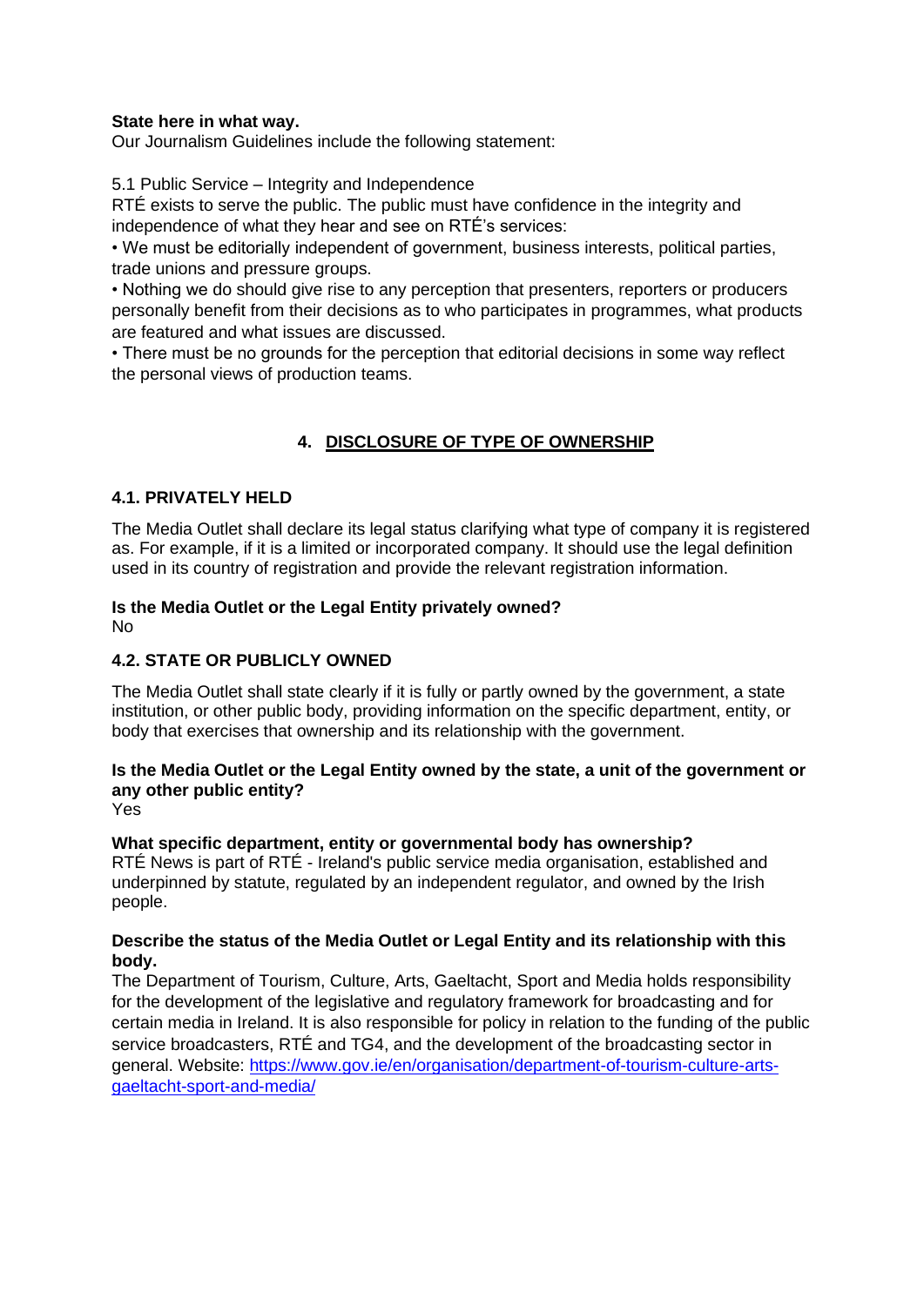**State here in what way.**

Our Journalism Guidelines include the following statement:

5.1 Public Service – Integrity and Independence

RTÉ exists to serve the public. The public must have confidence in the integrity and independence of what they hear and see on RTÉ's services:

- We must be editorially independent of government, business interests, political parties, trade unions and pressure groups.
- Nothing we do should give rise to any perception that presenters, reporters or producers personally benefit from their decisions as to who participates in programmes, what products are featured and what issues are discussed.
- There must be no grounds for the perception that editorial decisions in some way reflect the personal views of production teams.

## 4. DISCLOSURE OF TYPE OF OWNERSHIP

### 4.1. PRIVATELY HELD

The Media Outlet shall declare its legal status clarifying what type of company it is registered as. For example, if it is a limited or incorporated company. It should use the legal definition used in its country of registration and provide the relevant registration information.

**Is the Media Outlet or the Legal Entity privately owned?**

No

### 4.2. STATE OR PUBLICLY OWNED

The Media Outlet shall state clearly if it is fully or partly owned by the government, a state institution, or other public body, providing information on the specific department, entity, or body that exercises that ownership and its relationship with the government.

**Is the Media Outlet or the Legal Entity owned by the state, a unit of the government or any other public entity?**

Yes

**What specific department, entity or governmental body has ownership?**

RTÉ News is part of RTÉ - Ireland's public service media organisation, established and underpinned by statute, regulated by an independent regulator, and owned by the Irish people.

**Describe the status of the Media Outlet or Legal Entity and its relationship with this body.**

The Department of Tourism, Culture, Arts, Gaeltacht, Sport and Media holds responsibility for the development of the legislative and regulatory framework for broadcasting and for certain media in Ireland. It is also responsible for policy in relation to the funding of the public service broadcasters, RTÉ and TG4, and the development of the broadcasting sector in general. Website: https://www.gov.ie/en/organisation/department-of-tourism-culture-arts-gaeltacht-sport-and-media/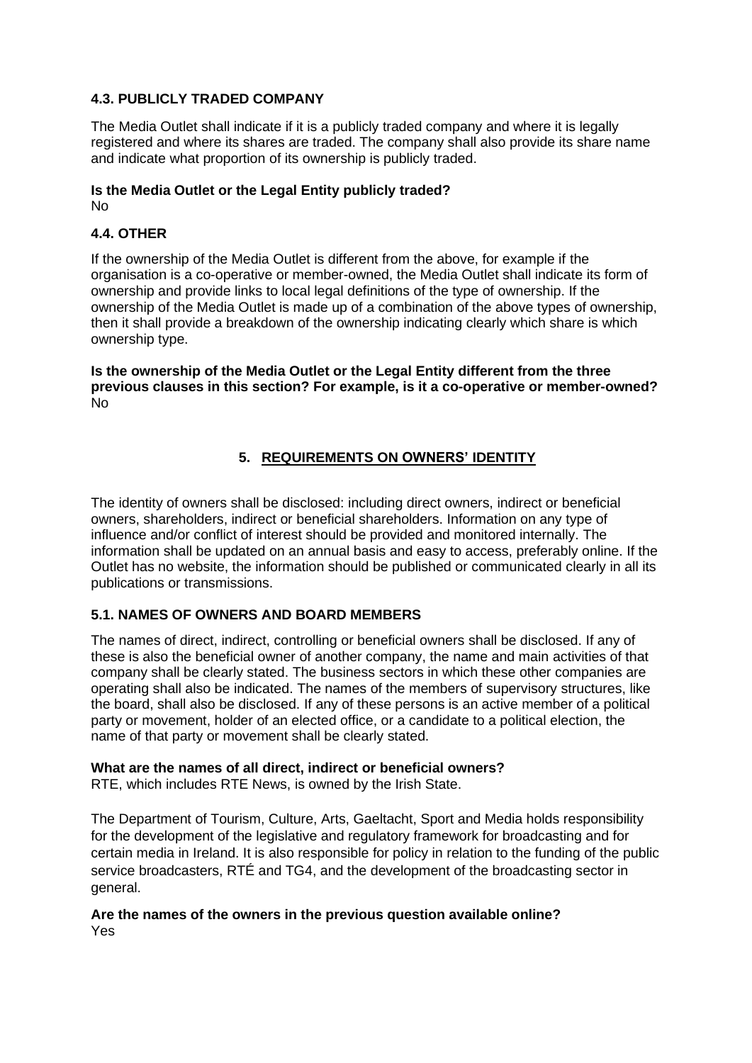### 4.3. PUBLICLY TRADED COMPANY

The Media Outlet shall indicate if it is a publicly traded company and where it is legally registered and where its shares are traded. The company shall also provide its share name and indicate what proportion of its ownership is publicly traded.

**Is the Media Outlet or the Legal Entity publicly traded?**
No

### 4.4. OTHER

If the ownership of the Media Outlet is different from the above, for example if the organisation is a co-operative or member-owned, the Media Outlet shall indicate its form of ownership and provide links to local legal definitions of the type of ownership. If the ownership of the Media Outlet is made up of a combination of the above types of ownership, then it shall provide a breakdown of the ownership indicating clearly which share is which ownership type.

**Is the ownership of the Media Outlet or the Legal Entity different from the three previous clauses in this section? For example, is it a co-operative or member-owned?**
No

## 5. REQUIREMENTS ON OWNERS' IDENTITY

The identity of owners shall be disclosed: including direct owners, indirect or beneficial owners, shareholders, indirect or beneficial shareholders. Information on any type of influence and/or conflict of interest should be provided and monitored internally. The information shall be updated on an annual basis and easy to access, preferably online. If the Outlet has no website, the information should be published or communicated clearly in all its publications or transmissions.

### 5.1. NAMES OF OWNERS AND BOARD MEMBERS

The names of direct, indirect, controlling or beneficial owners shall be disclosed. If any of these is also the beneficial owner of another company, the name and main activities of that company shall be clearly stated. The business sectors in which these other companies are operating shall also be indicated. The names of the members of supervisory structures, like the board, shall also be disclosed. If any of these persons is an active member of a political party or movement, holder of an elected office, or a candidate to a political election, the name of that party or movement shall be clearly stated.

**What are the names of all direct, indirect or beneficial owners?**
RTE, which includes RTE News, is owned by the Irish State.

The Department of Tourism, Culture, Arts, Gaeltacht, Sport and Media holds responsibility for the development of the legislative and regulatory framework for broadcasting and for certain media in Ireland. It is also responsible for policy in relation to the funding of the public service broadcasters, RTÉ and TG4, and the development of the broadcasting sector in general.

**Are the names of the owners in the previous question available online?**
Yes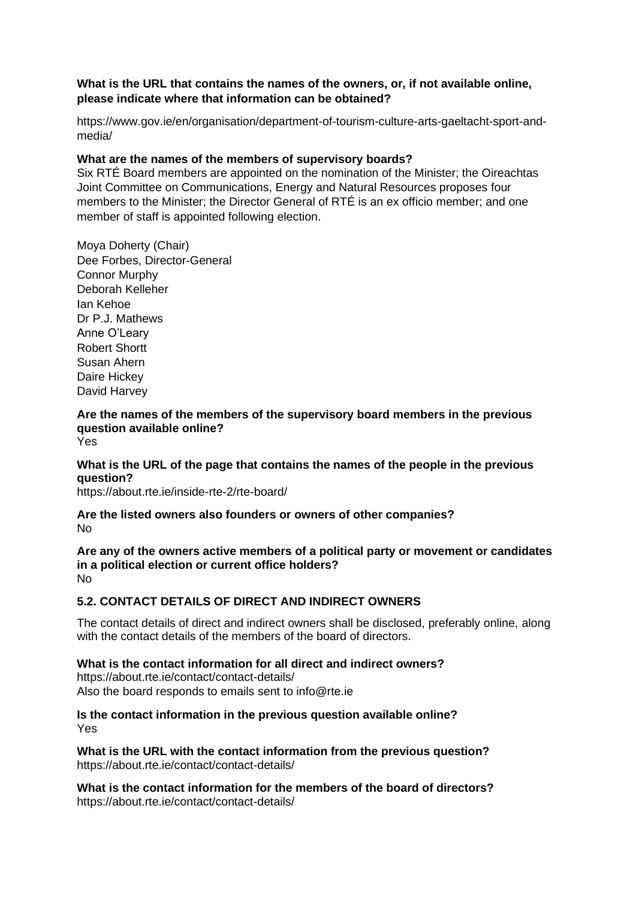**What is the URL that contains the names of the owners, or, if not available online, please indicate where that information can be obtained?**

https://www.gov.ie/en/organisation/department-of-tourism-culture-arts-gaeltacht-sport-and-media/

**What are the names of the members of supervisory boards?**

Six RTÉ Board members are appointed on the nomination of the Minister; the Oireachtas Joint Committee on Communications, Energy and Natural Resources proposes four members to the Minister; the Director General of RTÉ is an ex officio member; and one member of staff is appointed following election.

Moya Doherty (Chair)
Dee Forbes, Director-General
Connor Murphy
Deborah Kelleher
Ian Kehoe
Dr P.J. Mathews
Anne O'Leary
Robert Shortt
Susan Ahern
Daire Hickey
David Harvey

**Are the names of the members of the supervisory board members in the previous question available online?**
Yes

**What is the URL of the page that contains the names of the people in the previous question?**
https://about.rte.ie/inside-rte-2/rte-board/

**Are the listed owners also founders or owners of other companies?**
No

**Are any of the owners active members of a political party or movement or candidates in a political election or current office holders?**
No

### 5.2. CONTACT DETAILS OF DIRECT AND INDIRECT OWNERS

The contact details of direct and indirect owners shall be disclosed, preferably online, along with the contact details of the members of the board of directors.

**What is the contact information for all direct and indirect owners?**
https://about.rte.ie/contact/contact-details/
Also the board responds to emails sent to info@rte.ie

**Is the contact information in the previous question available online?**
Yes

**What is the URL with the contact information from the previous question?**
https://about.rte.ie/contact/contact-details/

**What is the contact information for the members of the board of directors?**
https://about.rte.ie/contact/contact-details/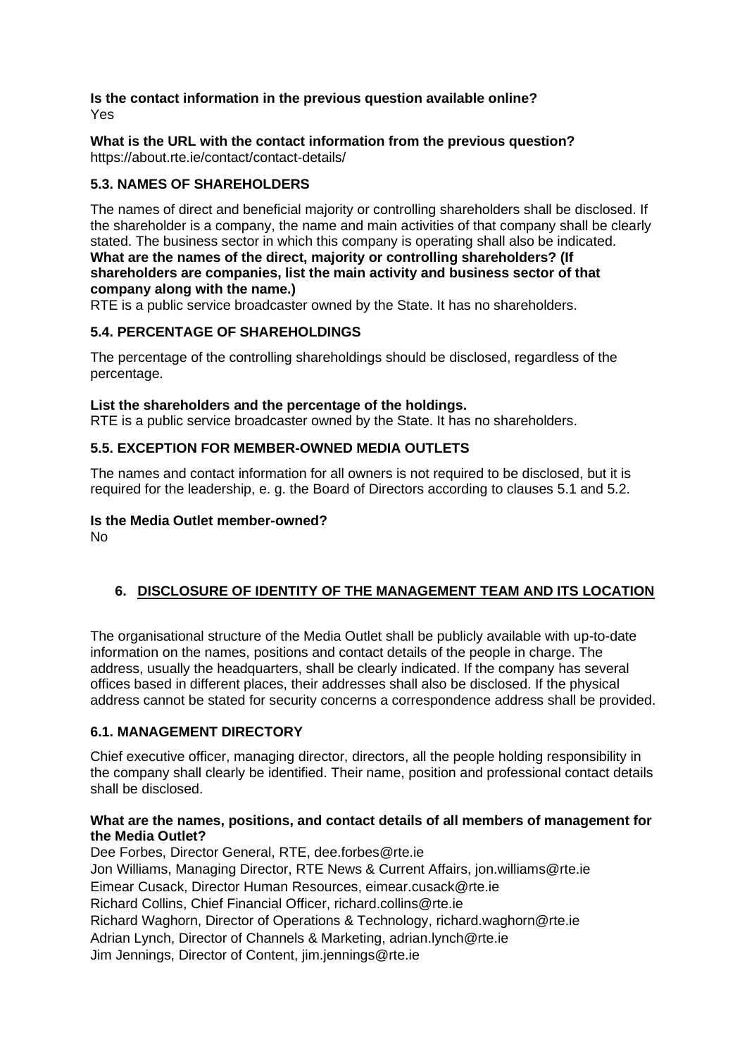**Is the contact information in the previous question available online?**
Yes

**What is the URL with the contact information from the previous question?**
https://about.rte.ie/contact/contact-details/

### 5.3. NAMES OF SHAREHOLDERS

The names of direct and beneficial majority or controlling shareholders shall be disclosed. If the shareholder is a company, the name and main activities of that company shall be clearly stated. The business sector in which this company is operating shall also be indicated.
**What are the names of the direct, majority or controlling shareholders? (If shareholders are companies, list the main activity and business sector of that company along with the name.)**
RTE is a public service broadcaster owned by the State. It has no shareholders.

### 5.4. PERCENTAGE OF SHAREHOLDINGS

The percentage of the controlling shareholdings should be disclosed, regardless of the percentage.

**List the shareholders and the percentage of the holdings.**
RTE is a public service broadcaster owned by the State. It has no shareholders.

### 5.5. EXCEPTION FOR MEMBER-OWNED MEDIA OUTLETS

The names and contact information for all owners is not required to be disclosed, but it is required for the leadership, e. g. the Board of Directors according to clauses 5.1 and 5.2.

**Is the Media Outlet member-owned?**
No

## 6. DISCLOSURE OF IDENTITY OF THE MANAGEMENT TEAM AND ITS LOCATION

The organisational structure of the Media Outlet shall be publicly available with up-to-date information on the names, positions and contact details of the people in charge. The address, usually the headquarters, shall be clearly indicated. If the company has several offices based in different places, their addresses shall also be disclosed. If the physical address cannot be stated for security concerns a correspondence address shall be provided.

### 6.1. MANAGEMENT DIRECTORY

Chief executive officer, managing director, directors, all the people holding responsibility in the company shall clearly be identified. Their name, position and professional contact details shall be disclosed.

**What are the names, positions, and contact details of all members of management for the Media Outlet?**
Dee Forbes, Director General, RTE, dee.forbes@rte.ie
Jon Williams, Managing Director, RTE News & Current Affairs, jon.williams@rte.ie
Eimear Cusack, Director Human Resources, eimear.cusack@rte.ie
Richard Collins, Chief Financial Officer, richard.collins@rte.ie
Richard Waghorn, Director of Operations & Technology, richard.waghorn@rte.ie
Adrian Lynch, Director of Channels & Marketing, adrian.lynch@rte.ie
Jim Jennings, Director of Content, jim.jennings@rte.ie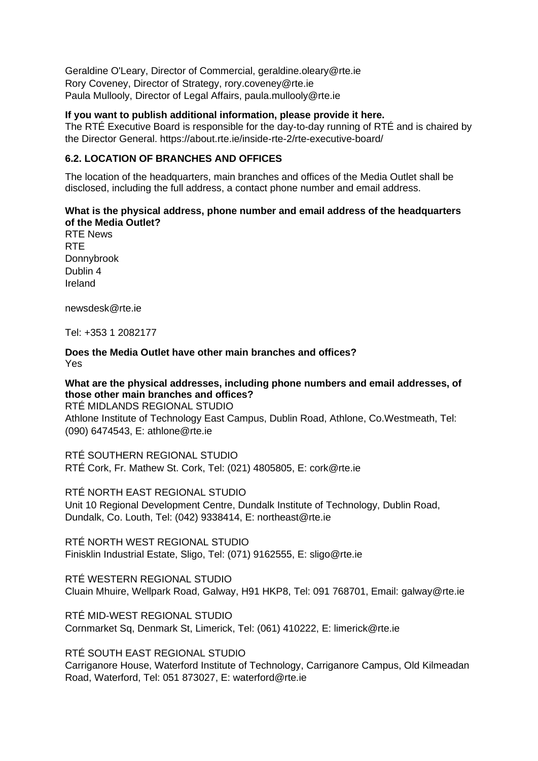Geraldine O'Leary, Director of Commercial, geraldine.oleary@rte.ie
Rory Coveney, Director of Strategy, rory.coveney@rte.ie
Paula Mullooly, Director of Legal Affairs, paula.mullooly@rte.ie

**If you want to publish additional information, please provide it here.**
The RTÉ Executive Board is responsible for the day-to-day running of RTÉ and is chaired by the Director General. https://about.rte.ie/inside-rte-2/rte-executive-board/

### 6.2. LOCATION OF BRANCHES AND OFFICES

The location of the headquarters, main branches and offices of the Media Outlet shall be disclosed, including the full address, a contact phone number and email address.

**What is the physical address, phone number and email address of the headquarters of the Media Outlet?**
RTE News
RTE
Donnybrook
Dublin 4
Ireland

newsdesk@rte.ie

Tel: +353 1 2082177

**Does the Media Outlet have other main branches and offices?**
Yes

**What are the physical addresses, including phone numbers and email addresses, of those other main branches and offices?**
RTÉ MIDLANDS REGIONAL STUDIO
Athlone Institute of Technology East Campus, Dublin Road, Athlone, Co.Westmeath, Tel: (090) 6474543, E: athlone@rte.ie

RTÉ SOUTHERN REGIONAL STUDIO
RTÉ Cork, Fr. Mathew St. Cork, Tel: (021) 4805805, E: cork@rte.ie

RTÉ NORTH EAST REGIONAL STUDIO
Unit 10 Regional Development Centre, Dundalk Institute of Technology, Dublin Road, Dundalk, Co. Louth, Tel: (042) 9338414, E: northeast@rte.ie

RTÉ NORTH WEST REGIONAL STUDIO
Finisklin Industrial Estate, Sligo, Tel: (071) 9162555, E: sligo@rte.ie

RTÉ WESTERN REGIONAL STUDIO
Cluain Mhuire, Wellpark Road, Galway, H91 HKP8, Tel: 091 768701, Email: galway@rte.ie

RTÉ MID-WEST REGIONAL STUDIO
Cornmarket Sq, Denmark St, Limerick, Tel: (061) 410222, E: limerick@rte.ie

RTÉ SOUTH EAST REGIONAL STUDIO
Carriganore House, Waterford Institute of Technology, Carriganore Campus, Old Kilmeadan Road, Waterford, Tel: 051 873027, E: waterford@rte.ie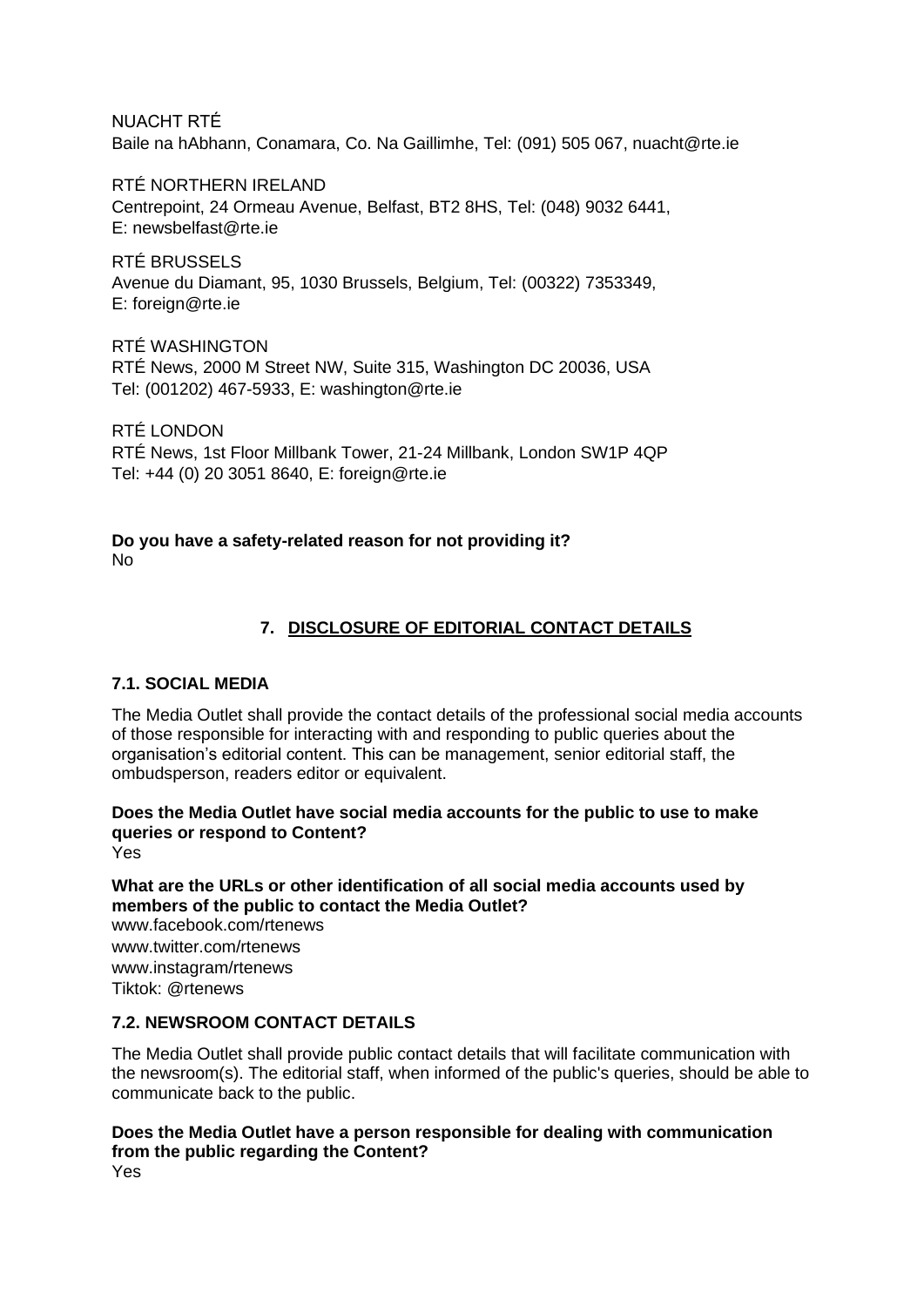NUACHT RTÉ
Baile na hAbhann, Conamara, Co. Na Gaillimhe, Tel: (091) 505 067, nuacht@rte.ie

RTÉ NORTHERN IRELAND
Centrepoint, 24 Ormeau Avenue, Belfast, BT2 8HS, Tel: (048) 9032 6441,
E: newsbelfast@rte.ie

RTÉ BRUSSELS
Avenue du Diamant, 95, 1030 Brussels, Belgium, Tel: (00322) 7353349,
E: foreign@rte.ie

RTÉ WASHINGTON
RTÉ News, 2000 M Street NW, Suite 315, Washington DC 20036, USA
Tel: (001202) 467-5933, E: washington@rte.ie

RTÉ LONDON
RTÉ News, 1st Floor Millbank Tower, 21-24 Millbank, London SW1P 4QP
Tel: +44 (0) 20 3051 8640, E: foreign@rte.ie

**Do you have a safety-related reason for not providing it?**
No

## 7. DISCLOSURE OF EDITORIAL CONTACT DETAILS

### 7.1. SOCIAL MEDIA

The Media Outlet shall provide the contact details of the professional social media accounts of those responsible for interacting with and responding to public queries about the organisation's editorial content. This can be management, senior editorial staff, the ombudsperson, readers editor or equivalent.

**Does the Media Outlet have social media accounts for the public to use to make queries or respond to Content?**
Yes

**What are the URLs or other identification of all social media accounts used by members of the public to contact the Media Outlet?**
www.facebook.com/rtenews
www.twitter.com/rtenews
www.instagram/rtenews
Tiktok: @rtenews

### 7.2. NEWSROOM CONTACT DETAILS

The Media Outlet shall provide public contact details that will facilitate communication with the newsroom(s). The editorial staff, when informed of the public's queries, should be able to communicate back to the public.

**Does the Media Outlet have a person responsible for dealing with communication from the public regarding the Content?**
Yes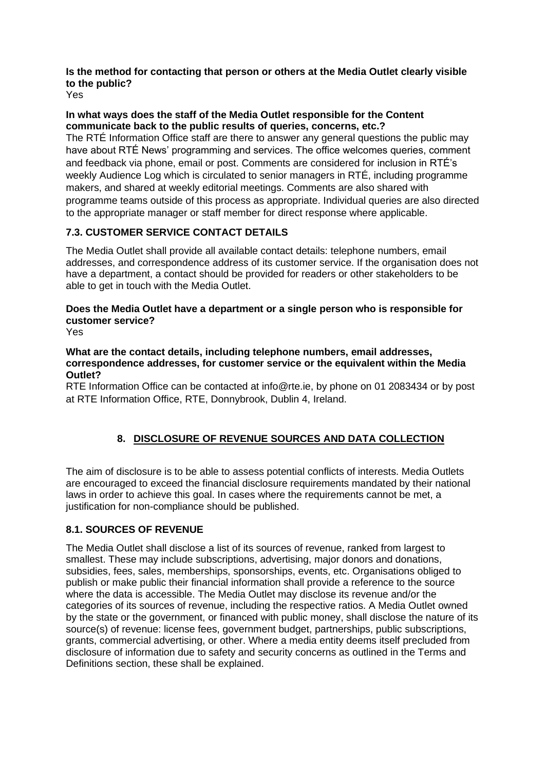**Is the method for contacting that person or others at the Media Outlet clearly visible to the public?**
Yes

**In what ways does the staff of the Media Outlet responsible for the Content communicate back to the public results of queries, concerns, etc.?**
The RTÉ Information Office staff are there to answer any general questions the public may have about RTÉ News' programming and services. The office welcomes queries, comment and feedback via phone, email or post. Comments are considered for inclusion in RTÉ's weekly Audience Log which is circulated to senior managers in RTÉ, including programme makers, and shared at weekly editorial meetings. Comments are also shared with programme teams outside of this process as appropriate. Individual queries are also directed to the appropriate manager or staff member for direct response where applicable.

### 7.3. CUSTOMER SERVICE CONTACT DETAILS

The Media Outlet shall provide all available contact details: telephone numbers, email addresses, and correspondence address of its customer service. If the organisation does not have a department, a contact should be provided for readers or other stakeholders to be able to get in touch with the Media Outlet.

**Does the Media Outlet have a department or a single person who is responsible for customer service?**
Yes

**What are the contact details, including telephone numbers, email addresses, correspondence addresses, for customer service or the equivalent within the Media Outlet?**
RTE Information Office can be contacted at info@rte.ie, by phone on 01 2083434 or by post at RTE Information Office, RTE, Donnybrook, Dublin 4, Ireland.

## 8. DISCLOSURE OF REVENUE SOURCES AND DATA COLLECTION

The aim of disclosure is to be able to assess potential conflicts of interests. Media Outlets are encouraged to exceed the financial disclosure requirements mandated by their national laws in order to achieve this goal. In cases where the requirements cannot be met, a justification for non-compliance should be published.

### 8.1. SOURCES OF REVENUE

The Media Outlet shall disclose a list of its sources of revenue, ranked from largest to smallest. These may include subscriptions, advertising, major donors and donations, subsidies, fees, sales, memberships, sponsorships, events, etc. Organisations obliged to publish or make public their financial information shall provide a reference to the source where the data is accessible. The Media Outlet may disclose its revenue and/or the categories of its sources of revenue, including the respective ratios. A Media Outlet owned by the state or the government, or financed with public money, shall disclose the nature of its source(s) of revenue: license fees, government budget, partnerships, public subscriptions, grants, commercial advertising, or other. Where a media entity deems itself precluded from disclosure of information due to safety and security concerns as outlined in the Terms and Definitions section, these shall be explained.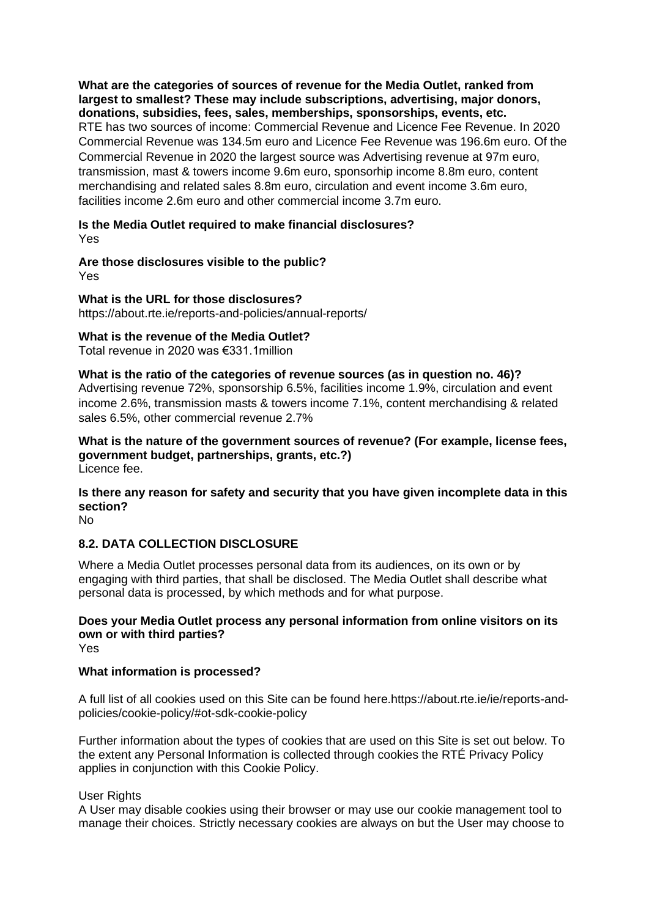**What are the categories of sources of revenue for the Media Outlet, ranked from largest to smallest? These may include subscriptions, advertising, major donors, donations, subsidies, fees, sales, memberships, sponsorships, events, etc.**
RTE has two sources of income: Commercial Revenue and Licence Fee Revenue. In 2020 Commercial Revenue was 134.5m euro and Licence Fee Revenue was 196.6m euro. Of the Commercial Revenue in 2020 the largest source was Advertising revenue at 97m euro, transmission, mast & towers income 9.6m euro, sponsorhip income 8.8m euro, content merchandising and related sales 8.8m euro, circulation and event income 3.6m euro, facilities income 2.6m euro and other commercial income 3.7m euro.

**Is the Media Outlet required to make financial disclosures?**
Yes

**Are those disclosures visible to the public?**
Yes

**What is the URL for those disclosures?**
https://about.rte.ie/reports-and-policies/annual-reports/

**What is the revenue of the Media Outlet?**
Total revenue in 2020 was €331.1million

**What is the ratio of the categories of revenue sources (as in question no. 46)?**
Advertising revenue 72%, sponsorship 6.5%, facilities income 1.9%, circulation and event income 2.6%, transmission masts & towers income 7.1%, content merchandising & related sales 6.5%, other commercial revenue 2.7%

**What is the nature of the government sources of revenue? (For example, license fees, government budget, partnerships, grants, etc.?)**
Licence fee.

**Is there any reason for safety and security that you have given incomplete data in this section?**
No

### 8.2. DATA COLLECTION DISCLOSURE

Where a Media Outlet processes personal data from its audiences, on its own or by engaging with third parties, that shall be disclosed. The Media Outlet shall describe what personal data is processed, by which methods and for what purpose.

**Does your Media Outlet process any personal information from online visitors on its own or with third parties?**
Yes

**What information is processed?**

A full list of all cookies used on this Site can be found here.https://about.rte.ie/ie/reports-and-policies/cookie-policy/#ot-sdk-cookie-policy

Further information about the types of cookies that are used on this Site is set out below. To the extent any Personal Information is collected through cookies the RTÉ Privacy Policy applies in conjunction with this Cookie Policy.

User Rights
A User may disable cookies using their browser or may use our cookie management tool to manage their choices. Strictly necessary cookies are always on but the User may choose to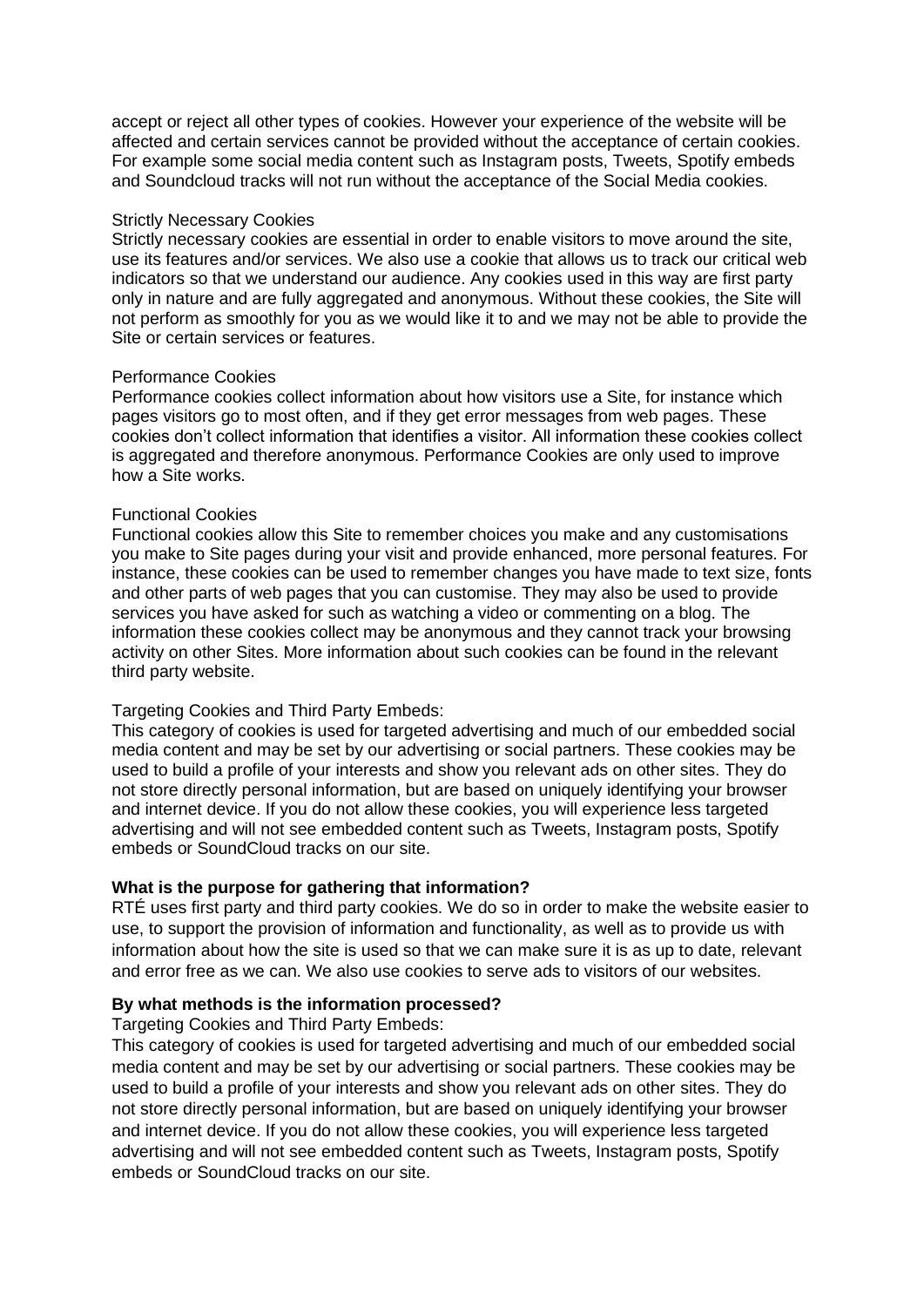accept or reject all other types of cookies. However your experience of the website will be affected and certain services cannot be provided without the acceptance of certain cookies. For example some social media content such as Instagram posts, Tweets, Spotify embeds and Soundcloud tracks will not run without the acceptance of the Social Media cookies.

Strictly Necessary Cookies
Strictly necessary cookies are essential in order to enable visitors to move around the site, use its features and/or services. We also use a cookie that allows us to track our critical web indicators so that we understand our audience. Any cookies used in this way are first party only in nature and are fully aggregated and anonymous. Without these cookies, the Site will not perform as smoothly for you as we would like it to and we may not be able to provide the Site or certain services or features.

Performance Cookies
Performance cookies collect information about how visitors use a Site, for instance which pages visitors go to most often, and if they get error messages from web pages. These cookies don't collect information that identifies a visitor. All information these cookies collect is aggregated and therefore anonymous. Performance Cookies are only used to improve how a Site works.

Functional Cookies
Functional cookies allow this Site to remember choices you make and any customisations you make to Site pages during your visit and provide enhanced, more personal features. For instance, these cookies can be used to remember changes you have made to text size, fonts and other parts of web pages that you can customise. They may also be used to provide services you have asked for such as watching a video or commenting on a blog. The information these cookies collect may be anonymous and they cannot track your browsing activity on other Sites. More information about such cookies can be found in the relevant third party website.

Targeting Cookies and Third Party Embeds:
This category of cookies is used for targeted advertising and much of our embedded social media content and may be set by our advertising or social partners. These cookies may be used to build a profile of your interests and show you relevant ads on other sites. They do not store directly personal information, but are based on uniquely identifying your browser and internet device. If you do not allow these cookies, you will experience less targeted advertising and will not see embedded content such as Tweets, Instagram posts, Spotify embeds or SoundCloud tracks on our site.

**What is the purpose for gathering that information?**
RTÉ uses first party and third party cookies. We do so in order to make the website easier to use, to support the provision of information and functionality, as well as to provide us with information about how the site is used so that we can make sure it is as up to date, relevant and error free as we can. We also use cookies to serve ads to visitors of our websites.

**By what methods is the information processed?**
Targeting Cookies and Third Party Embeds:
This category of cookies is used for targeted advertising and much of our embedded social media content and may be set by our advertising or social partners. These cookies may be used to build a profile of your interests and show you relevant ads on other sites. They do not store directly personal information, but are based on uniquely identifying your browser and internet device. If you do not allow these cookies, you will experience less targeted advertising and will not see embedded content such as Tweets, Instagram posts, Spotify embeds or SoundCloud tracks on our site.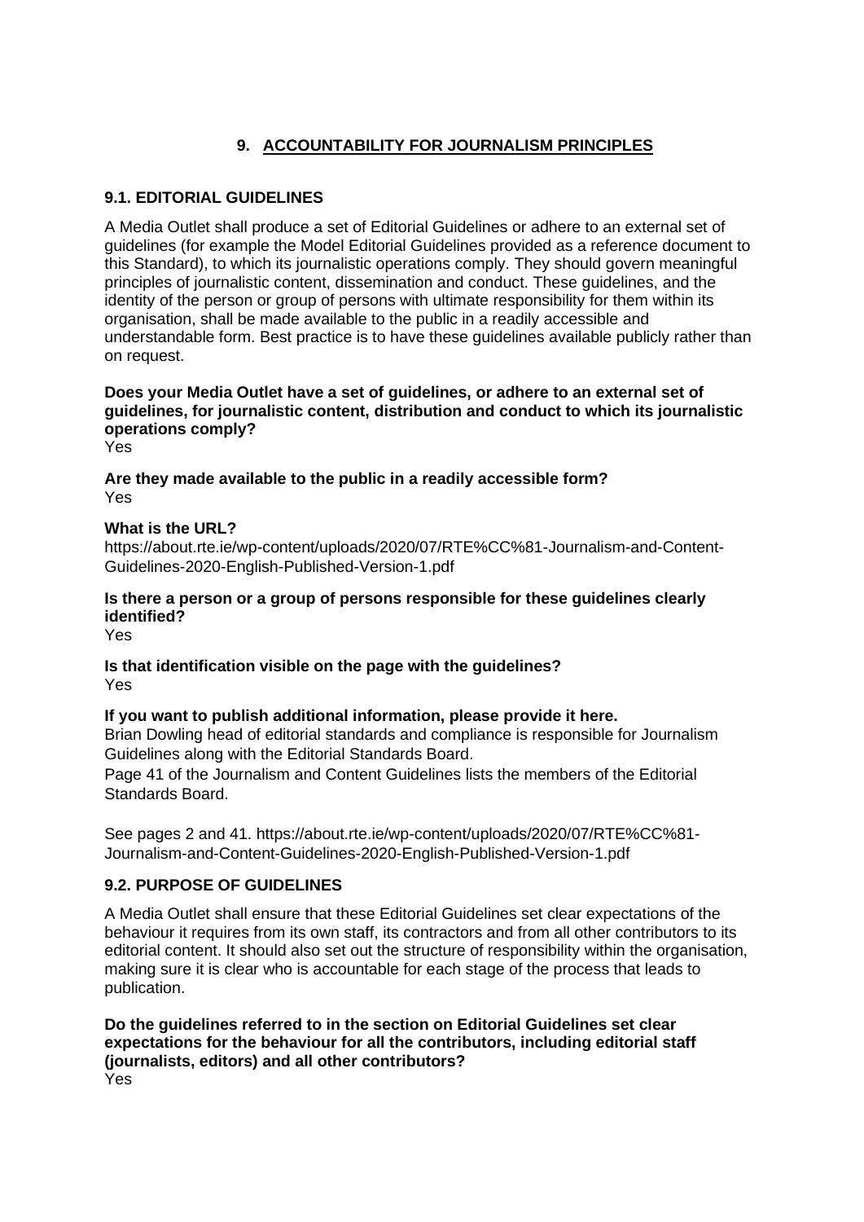## 9. ACCOUNTABILITY FOR JOURNALISM PRINCIPLES

### 9.1. EDITORIAL GUIDELINES

A Media Outlet shall produce a set of Editorial Guidelines or adhere to an external set of guidelines (for example the Model Editorial Guidelines provided as a reference document to this Standard), to which its journalistic operations comply. They should govern meaningful principles of journalistic content, dissemination and conduct. These guidelines, and the identity of the person or group of persons with ultimate responsibility for them within its organisation, shall be made available to the public in a readily accessible and understandable form. Best practice is to have these guidelines available publicly rather than on request.

**Does your Media Outlet have a set of guidelines, or adhere to an external set of guidelines, for journalistic content, distribution and conduct to which its journalistic operations comply?**
Yes

**Are they made available to the public in a readily accessible form?**
Yes

**What is the URL?**
https://about.rte.ie/wp-content/uploads/2020/07/RTE%CC%81-Journalism-and-Content-Guidelines-2020-English-Published-Version-1.pdf

**Is there a person or a group of persons responsible for these guidelines clearly identified?**
Yes

**Is that identification visible on the page with the guidelines?**
Yes

**If you want to publish additional information, please provide it here.**
Brian Dowling head of editorial standards and compliance is responsible for Journalism Guidelines along with the Editorial Standards Board.
Page 41 of the Journalism and Content Guidelines lists the members of the Editorial Standards Board.

See pages 2 and 41. https://about.rte.ie/wp-content/uploads/2020/07/RTE%CC%81-Journalism-and-Content-Guidelines-2020-English-Published-Version-1.pdf

### 9.2. PURPOSE OF GUIDELINES

A Media Outlet shall ensure that these Editorial Guidelines set clear expectations of the behaviour it requires from its own staff, its contractors and from all other contributors to its editorial content. It should also set out the structure of responsibility within the organisation, making sure it is clear who is accountable for each stage of the process that leads to publication.

**Do the guidelines referred to in the section on Editorial Guidelines set clear expectations for the behaviour for all the contributors, including editorial staff (journalists, editors) and all other contributors?**
Yes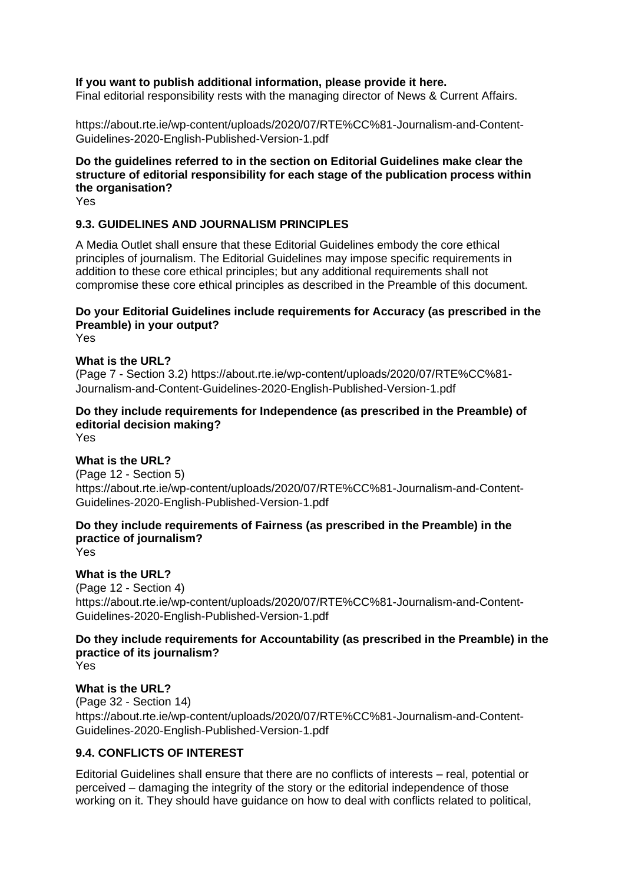**If you want to publish additional information, please provide it here.**
Final editorial responsibility rests with the managing director of News & Current Affairs.

https://about.rte.ie/wp-content/uploads/2020/07/RTE%CC%81-Journalism-and-Content-Guidelines-2020-English-Published-Version-1.pdf

**Do the guidelines referred to in the section on Editorial Guidelines make clear the structure of editorial responsibility for each stage of the publication process within the organisation?**
Yes

### 9.3. GUIDELINES AND JOURNALISM PRINCIPLES

A Media Outlet shall ensure that these Editorial Guidelines embody the core ethical principles of journalism. The Editorial Guidelines may impose specific requirements in addition to these core ethical principles; but any additional requirements shall not compromise these core ethical principles as described in the Preamble of this document.

**Do your Editorial Guidelines include requirements for Accuracy (as prescribed in the Preamble) in your output?**
Yes

**What is the URL?**
(Page 7 - Section 3.2) https://about.rte.ie/wp-content/uploads/2020/07/RTE%CC%81-Journalism-and-Content-Guidelines-2020-English-Published-Version-1.pdf

**Do they include requirements for Independence (as prescribed in the Preamble) of editorial decision making?**
Yes

**What is the URL?**
(Page 12 - Section 5)
https://about.rte.ie/wp-content/uploads/2020/07/RTE%CC%81-Journalism-and-Content-Guidelines-2020-English-Published-Version-1.pdf

**Do they include requirements of Fairness (as prescribed in the Preamble) in the practice of journalism?**
Yes

**What is the URL?**
(Page 12 - Section 4)
https://about.rte.ie/wp-content/uploads/2020/07/RTE%CC%81-Journalism-and-Content-Guidelines-2020-English-Published-Version-1.pdf

**Do they include requirements for Accountability (as prescribed in the Preamble) in the practice of its journalism?**
Yes

**What is the URL?**
(Page 32 - Section 14)
https://about.rte.ie/wp-content/uploads/2020/07/RTE%CC%81-Journalism-and-Content-Guidelines-2020-English-Published-Version-1.pdf

### 9.4. CONFLICTS OF INTEREST

Editorial Guidelines shall ensure that there are no conflicts of interests – real, potential or perceived – damaging the integrity of the story or the editorial independence of those working on it. They should have guidance on how to deal with conflicts related to political,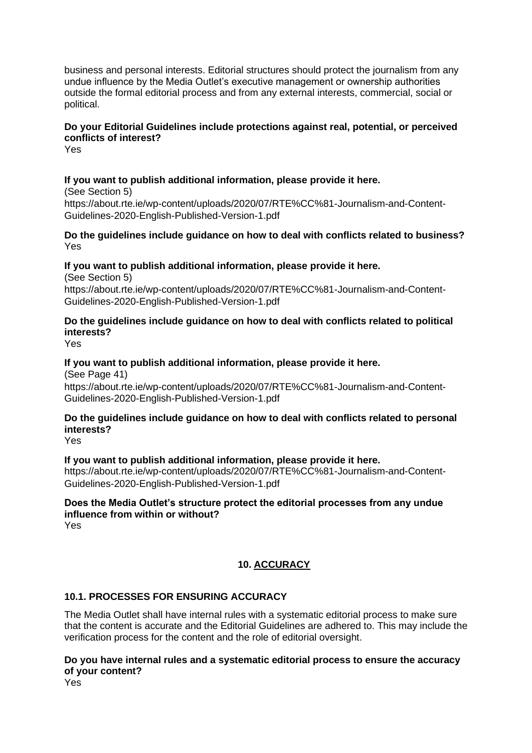business and personal interests. Editorial structures should protect the journalism from any undue influence by the Media Outlet's executive management or ownership authorities outside the formal editorial process and from any external interests, commercial, social or political.

**Do your Editorial Guidelines include protections against real, potential, or perceived conflicts of interest?**
Yes

**If you want to publish additional information, please provide it here.**
(See Section 5)
https://about.rte.ie/wp-content/uploads/2020/07/RTE%CC%81-Journalism-and-Content-Guidelines-2020-English-Published-Version-1.pdf

**Do the guidelines include guidance on how to deal with conflicts related to business?**
Yes

**If you want to publish additional information, please provide it here.**
(See Section 5)
https://about.rte.ie/wp-content/uploads/2020/07/RTE%CC%81-Journalism-and-Content-Guidelines-2020-English-Published-Version-1.pdf

**Do the guidelines include guidance on how to deal with conflicts related to political interests?**
Yes

**If you want to publish additional information, please provide it here.**
(See Page 41)
https://about.rte.ie/wp-content/uploads/2020/07/RTE%CC%81-Journalism-and-Content-Guidelines-2020-English-Published-Version-1.pdf

**Do the guidelines include guidance on how to deal with conflicts related to personal interests?**
Yes

**If you want to publish additional information, please provide it here.**
https://about.rte.ie/wp-content/uploads/2020/07/RTE%CC%81-Journalism-and-Content-Guidelines-2020-English-Published-Version-1.pdf

**Does the Media Outlet's structure protect the editorial processes from any undue influence from within or without?**
Yes

## 10. ACCURACY

### 10.1. PROCESSES FOR ENSURING ACCURACY

The Media Outlet shall have internal rules with a systematic editorial process to make sure that the content is accurate and the Editorial Guidelines are adhered to. This may include the verification process for the content and the role of editorial oversight.

**Do you have internal rules and a systematic editorial process to ensure the accuracy of your content?**
Yes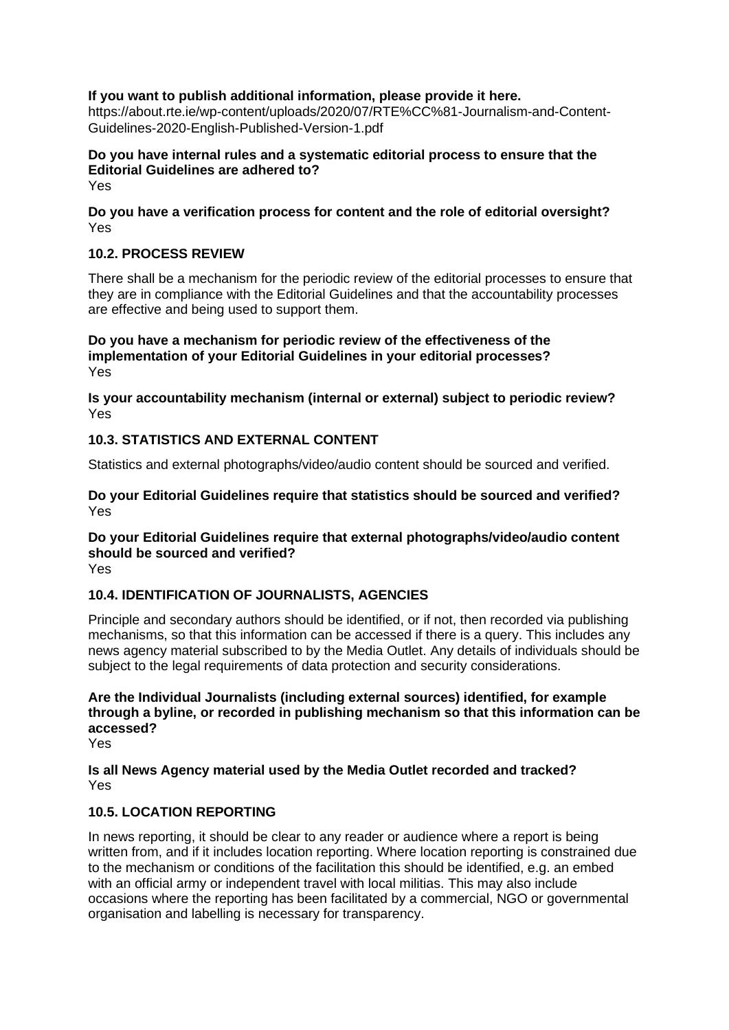**If you want to publish additional information, please provide it here.**
https://about.rte.ie/wp-content/uploads/2020/07/RTE%CC%81-Journalism-and-Content-Guidelines-2020-English-Published-Version-1.pdf

**Do you have internal rules and a systematic editorial process to ensure that the Editorial Guidelines are adhered to?**
Yes

**Do you have a verification process for content and the role of editorial oversight?**
Yes

### 10.2. PROCESS REVIEW

There shall be a mechanism for the periodic review of the editorial processes to ensure that they are in compliance with the Editorial Guidelines and that the accountability processes are effective and being used to support them.

**Do you have a mechanism for periodic review of the effectiveness of the implementation of your Editorial Guidelines in your editorial processes?**
Yes

**Is your accountability mechanism (internal or external) subject to periodic review?**
Yes

### 10.3. STATISTICS AND EXTERNAL CONTENT

Statistics and external photographs/video/audio content should be sourced and verified.

**Do your Editorial Guidelines require that statistics should be sourced and verified?**
Yes

**Do your Editorial Guidelines require that external photographs/video/audio content should be sourced and verified?**
Yes

### 10.4. IDENTIFICATION OF JOURNALISTS, AGENCIES

Principle and secondary authors should be identified, or if not, then recorded via publishing mechanisms, so that this information can be accessed if there is a query. This includes any news agency material subscribed to by the Media Outlet. Any details of individuals should be subject to the legal requirements of data protection and security considerations.

**Are the Individual Journalists (including external sources) identified, for example through a byline, or recorded in publishing mechanism so that this information can be accessed?**
Yes

**Is all News Agency material used by the Media Outlet recorded and tracked?**
Yes

### 10.5. LOCATION REPORTING

In news reporting, it should be clear to any reader or audience where a report is being written from, and if it includes location reporting. Where location reporting is constrained due to the mechanism or conditions of the facilitation this should be identified, e.g. an embed with an official army or independent travel with local militias. This may also include occasions where the reporting has been facilitated by a commercial, NGO or governmental organisation and labelling is necessary for transparency.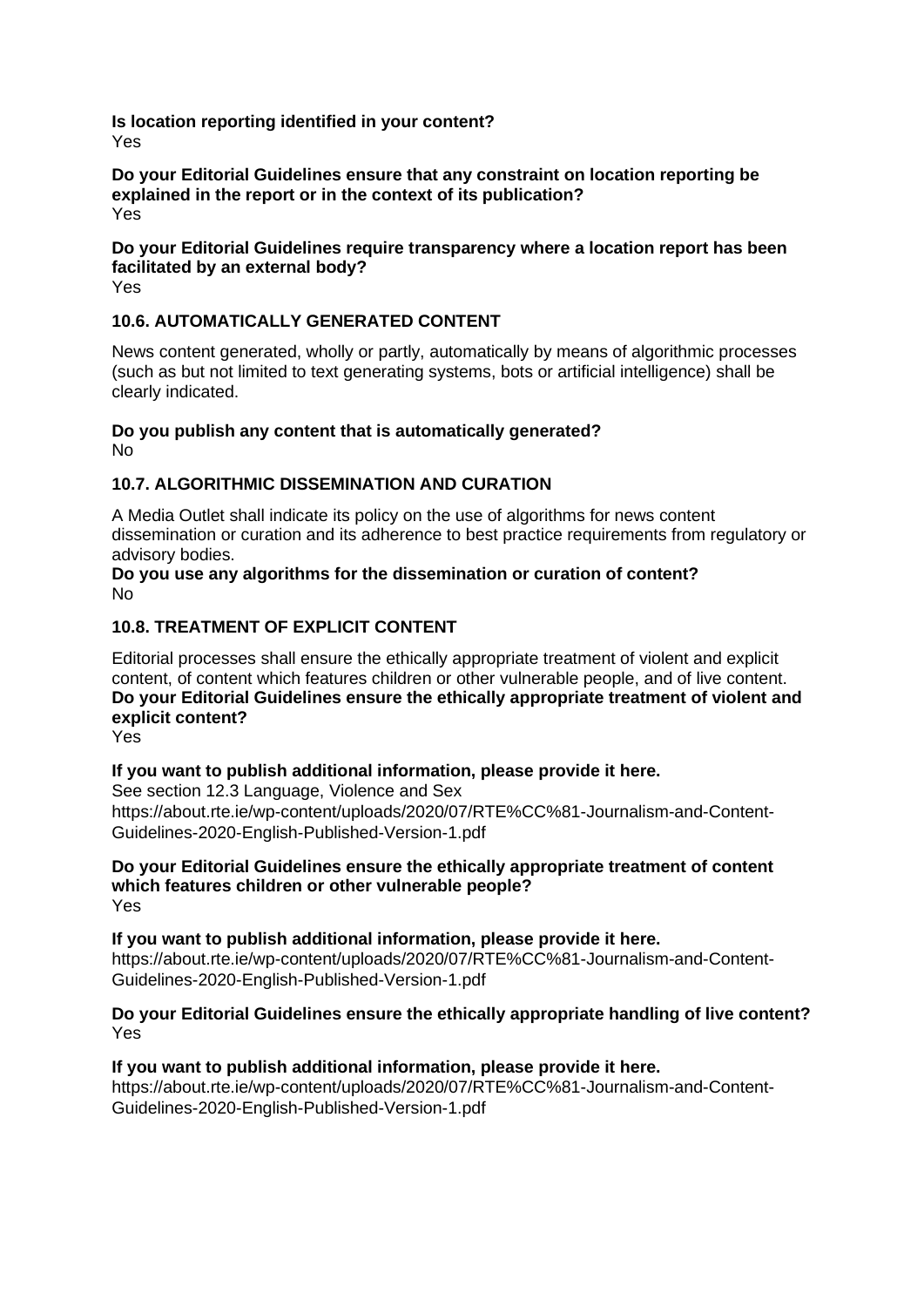**Is location reporting identified in your content?**
Yes

**Do your Editorial Guidelines ensure that any constraint on location reporting be explained in the report or in the context of its publication?**
Yes

**Do your Editorial Guidelines require transparency where a location report has been facilitated by an external body?**
Yes

### 10.6. AUTOMATICALLY GENERATED CONTENT

News content generated, wholly or partly, automatically by means of algorithmic processes (such as but not limited to text generating systems, bots or artificial intelligence) shall be clearly indicated.

**Do you publish any content that is automatically generated?**
No

### 10.7. ALGORITHMIC DISSEMINATION AND CURATION

A Media Outlet shall indicate its policy on the use of algorithms for news content dissemination or curation and its adherence to best practice requirements from regulatory or advisory bodies.

**Do you use any algorithms for the dissemination or curation of content?**
No

### 10.8. TREATMENT OF EXPLICIT CONTENT

Editorial processes shall ensure the ethically appropriate treatment of violent and explicit content, of content which features children or other vulnerable people, and of live content.

**Do your Editorial Guidelines ensure the ethically appropriate treatment of violent and explicit content?**
Yes

**If you want to publish additional information, please provide it here.**
See section 12.3 Language, Violence and Sex
https://about.rte.ie/wp-content/uploads/2020/07/RTE%CC%81-Journalism-and-Content-Guidelines-2020-English-Published-Version-1.pdf

**Do your Editorial Guidelines ensure the ethically appropriate treatment of content which features children or other vulnerable people?**
Yes

**If you want to publish additional information, please provide it here.**
https://about.rte.ie/wp-content/uploads/2020/07/RTE%CC%81-Journalism-and-Content-Guidelines-2020-English-Published-Version-1.pdf

**Do your Editorial Guidelines ensure the ethically appropriate handling of live content?**
Yes

**If you want to publish additional information, please provide it here.**
https://about.rte.ie/wp-content/uploads/2020/07/RTE%CC%81-Journalism-and-Content-Guidelines-2020-English-Published-Version-1.pdf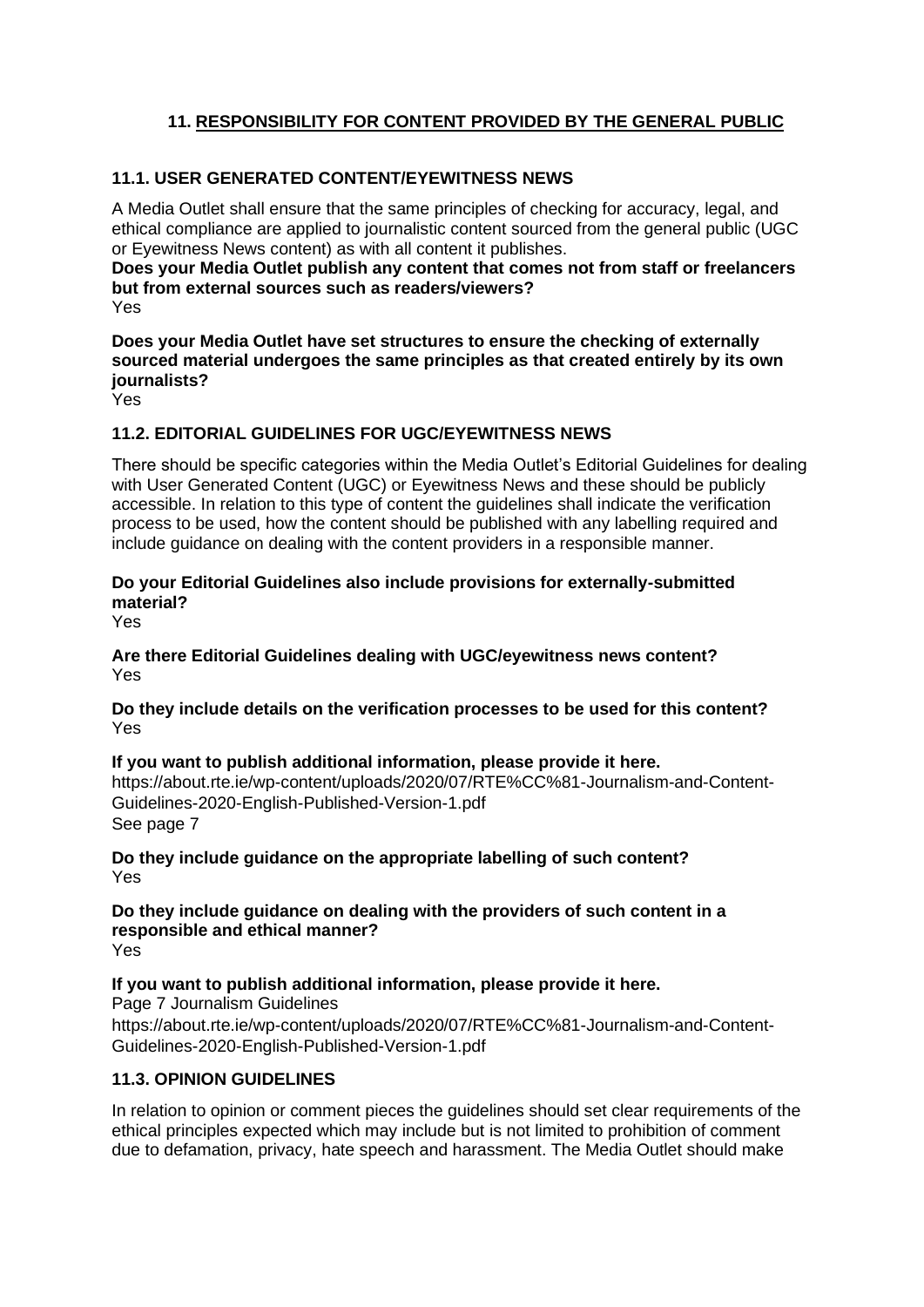## 11. RESPONSIBILITY FOR CONTENT PROVIDED BY THE GENERAL PUBLIC

### 11.1. USER GENERATED CONTENT/EYEWITNESS NEWS

A Media Outlet shall ensure that the same principles of checking for accuracy, legal, and ethical compliance are applied to journalistic content sourced from the general public (UGC or Eyewitness News content) as with all content it publishes.

**Does your Media Outlet publish any content that comes not from staff or freelancers but from external sources such as readers/viewers?**
Yes

**Does your Media Outlet have set structures to ensure the checking of externally sourced material undergoes the same principles as that created entirely by its own journalists?**
Yes

### 11.2. EDITORIAL GUIDELINES FOR UGC/EYEWITNESS NEWS

There should be specific categories within the Media Outlet's Editorial Guidelines for dealing with User Generated Content (UGC) or Eyewitness News and these should be publicly accessible. In relation to this type of content the guidelines shall indicate the verification process to be used, how the content should be published with any labelling required and include guidance on dealing with the content providers in a responsible manner.

**Do your Editorial Guidelines also include provisions for externally-submitted material?**
Yes

**Are there Editorial Guidelines dealing with UGC/eyewitness news content?**
Yes

**Do they include details on the verification processes to be used for this content?**
Yes

**If you want to publish additional information, please provide it here.**
https://about.rte.ie/wp-content/uploads/2020/07/RTE%CC%81-Journalism-and-Content-Guidelines-2020-English-Published-Version-1.pdf
See page 7

**Do they include guidance on the appropriate labelling of such content?**
Yes

**Do they include guidance on dealing with the providers of such content in a responsible and ethical manner?**
Yes

**If you want to publish additional information, please provide it here.**
Page 7 Journalism Guidelines
https://about.rte.ie/wp-content/uploads/2020/07/RTE%CC%81-Journalism-and-Content-Guidelines-2020-English-Published-Version-1.pdf

### 11.3. OPINION GUIDELINES

In relation to opinion or comment pieces the guidelines should set clear requirements of the ethical principles expected which may include but is not limited to prohibition of comment due to defamation, privacy, hate speech and harassment. The Media Outlet should make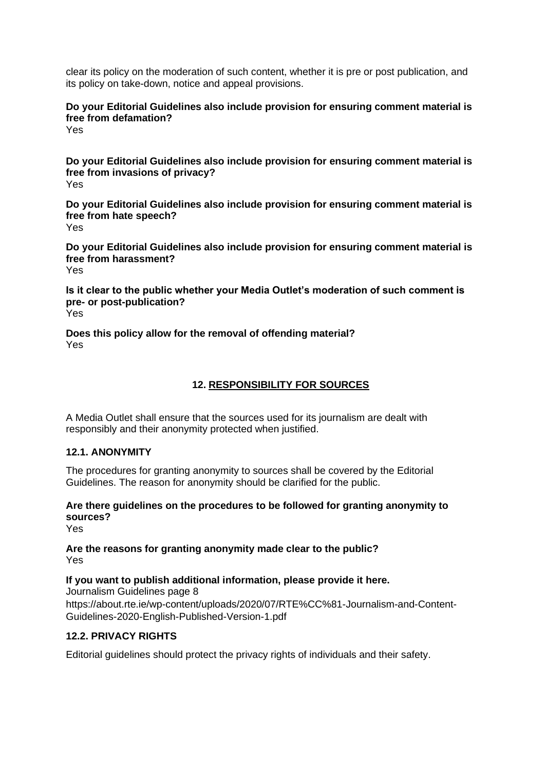clear its policy on the moderation of such content, whether it is pre or post publication, and its policy on take-down, notice and appeal provisions.

**Do your Editorial Guidelines also include provision for ensuring comment material is free from defamation?**
Yes

**Do your Editorial Guidelines also include provision for ensuring comment material is free from invasions of privacy?**
Yes

**Do your Editorial Guidelines also include provision for ensuring comment material is free from hate speech?**
Yes

**Do your Editorial Guidelines also include provision for ensuring comment material is free from harassment?**
Yes

**Is it clear to the public whether your Media Outlet's moderation of such comment is pre- or post-publication?**
Yes

**Does this policy allow for the removal of offending material?**
Yes

## 12. RESPONSIBILITY FOR SOURCES

A Media Outlet shall ensure that the sources used for its journalism are dealt with responsibly and their anonymity protected when justified.

### 12.1. ANONYMITY

The procedures for granting anonymity to sources shall be covered by the Editorial Guidelines. The reason for anonymity should be clarified for the public.

**Are there guidelines on the procedures to be followed for granting anonymity to sources?**
Yes

**Are the reasons for granting anonymity made clear to the public?**
Yes

**If you want to publish additional information, please provide it here.**
Journalism Guidelines page 8
https://about.rte.ie/wp-content/uploads/2020/07/RTE%CC%81-Journalism-and-Content-Guidelines-2020-English-Published-Version-1.pdf

### 12.2. PRIVACY RIGHTS

Editorial guidelines should protect the privacy rights of individuals and their safety.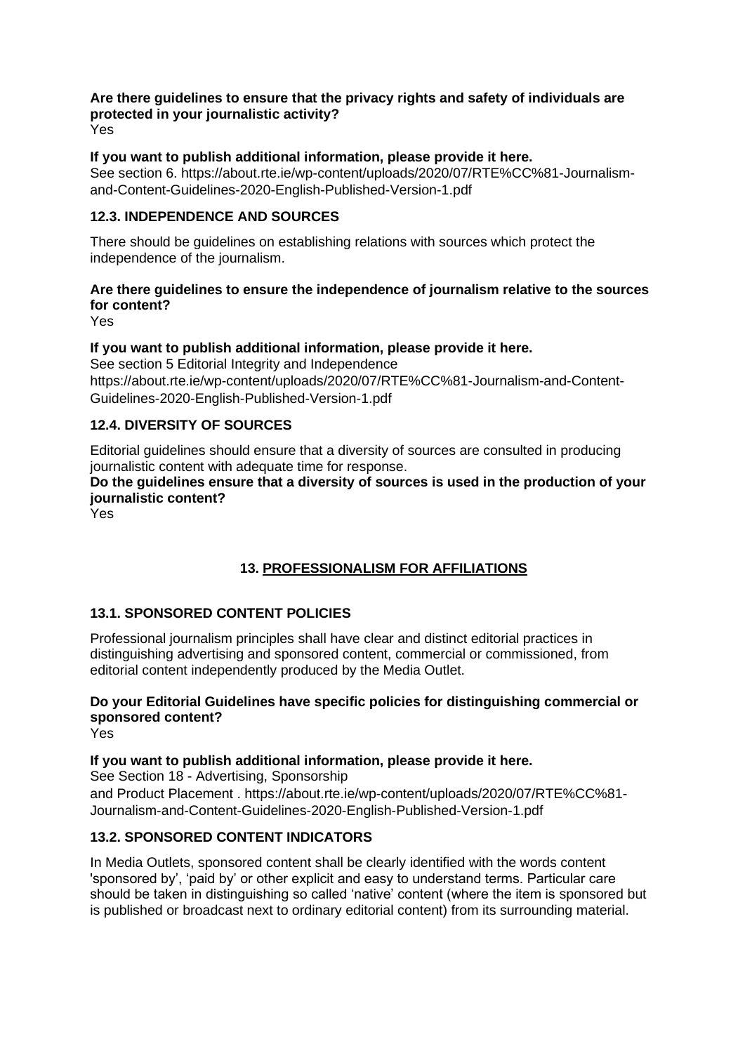**Are there guidelines to ensure that the privacy rights and safety of individuals are protected in your journalistic activity?**
Yes

**If you want to publish additional information, please provide it here.**
See section 6. https://about.rte.ie/wp-content/uploads/2020/07/RTE%CC%81-Journalism-and-Content-Guidelines-2020-English-Published-Version-1.pdf

### 12.3. INDEPENDENCE AND SOURCES

There should be guidelines on establishing relations with sources which protect the independence of the journalism.

**Are there guidelines to ensure the independence of journalism relative to the sources for content?**
Yes

**If you want to publish additional information, please provide it here.**
See section 5 Editorial Integrity and Independence
https://about.rte.ie/wp-content/uploads/2020/07/RTE%CC%81-Journalism-and-Content-Guidelines-2020-English-Published-Version-1.pdf

### 12.4. DIVERSITY OF SOURCES

Editorial guidelines should ensure that a diversity of sources are consulted in producing journalistic content with adequate time for response.

**Do the guidelines ensure that a diversity of sources is used in the production of your journalistic content?**
Yes

## 13. PROFESSIONALISM FOR AFFILIATIONS

### 13.1. SPONSORED CONTENT POLICIES

Professional journalism principles shall have clear and distinct editorial practices in distinguishing advertising and sponsored content, commercial or commissioned, from editorial content independently produced by the Media Outlet.

**Do your Editorial Guidelines have specific policies for distinguishing commercial or sponsored content?**
Yes

**If you want to publish additional information, please provide it here.**
See Section 18 - Advertising, Sponsorship
and Product Placement . https://about.rte.ie/wp-content/uploads/2020/07/RTE%CC%81-Journalism-and-Content-Guidelines-2020-English-Published-Version-1.pdf

### 13.2. SPONSORED CONTENT INDICATORS

In Media Outlets, sponsored content shall be clearly identified with the words content 'sponsored by', 'paid by' or other explicit and easy to understand terms. Particular care should be taken in distinguishing so called 'native' content (where the item is sponsored but is published or broadcast next to ordinary editorial content) from its surrounding material.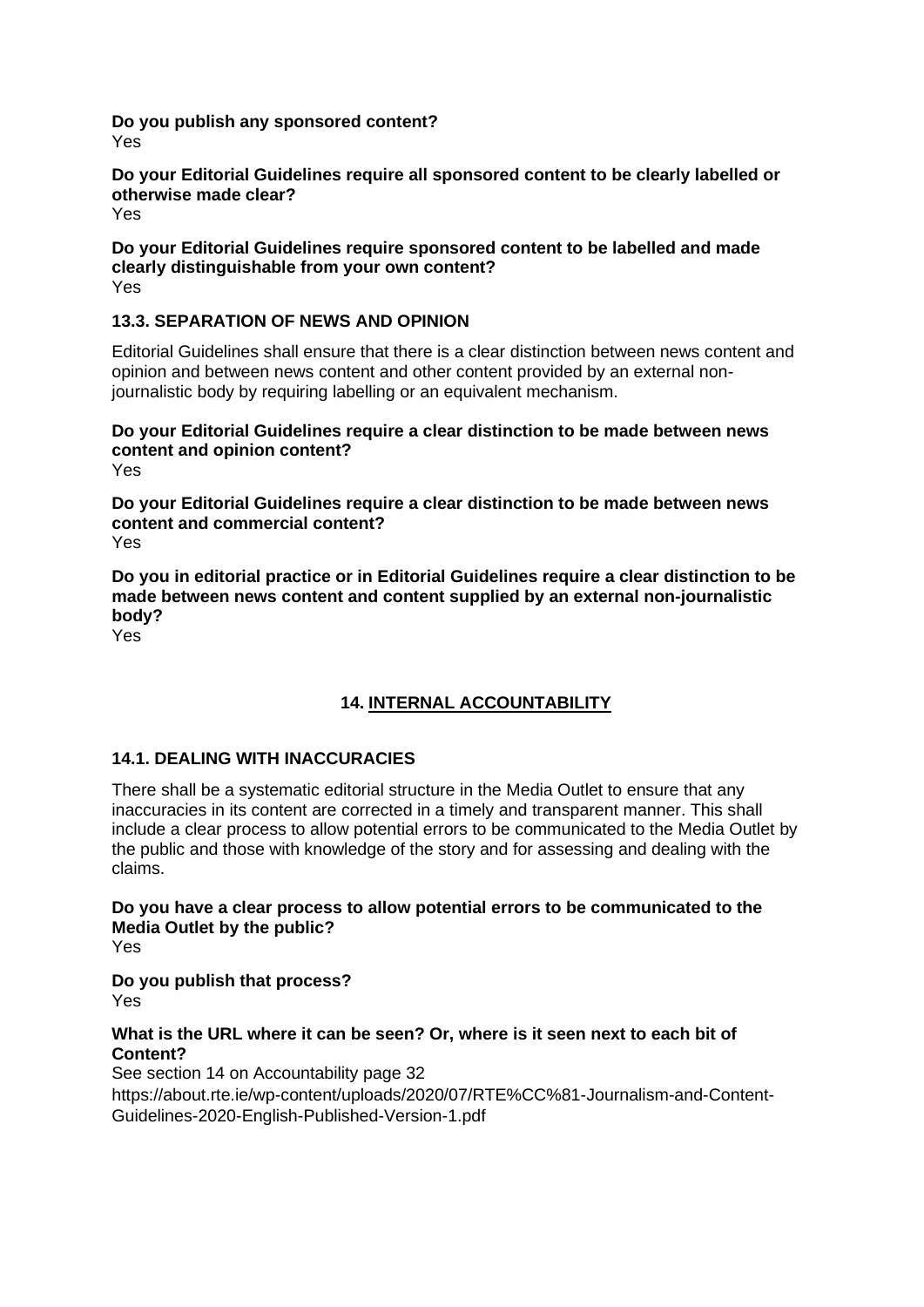**Do you publish any sponsored content?**
Yes

**Do your Editorial Guidelines require all sponsored content to be clearly labelled or otherwise made clear?**
Yes

**Do your Editorial Guidelines require sponsored content to be labelled and made clearly distinguishable from your own content?**
Yes

### 13.3. SEPARATION OF NEWS AND OPINION

Editorial Guidelines shall ensure that there is a clear distinction between news content and opinion and between news content and other content provided by an external non-journalistic body by requiring labelling or an equivalent mechanism.

**Do your Editorial Guidelines require a clear distinction to be made between news content and opinion content?**
Yes

**Do your Editorial Guidelines require a clear distinction to be made between news content and commercial content?**
Yes

**Do you in editorial practice or in Editorial Guidelines require a clear distinction to be made between news content and content supplied by an external non-journalistic body?**
Yes

## 14. INTERNAL ACCOUNTABILITY

### 14.1. DEALING WITH INACCURACIES

There shall be a systematic editorial structure in the Media Outlet to ensure that any inaccuracies in its content are corrected in a timely and transparent manner. This shall include a clear process to allow potential errors to be communicated to the Media Outlet by the public and those with knowledge of the story and for assessing and dealing with the claims.

**Do you have a clear process to allow potential errors to be communicated to the Media Outlet by the public?**
Yes

**Do you publish that process?**
Yes

**What is the URL where it can be seen? Or, where is it seen next to each bit of Content?**
See section 14 on Accountability page 32
https://about.rte.ie/wp-content/uploads/2020/07/RTE%CC%81-Journalism-and-Content-Guidelines-2020-English-Published-Version-1.pdf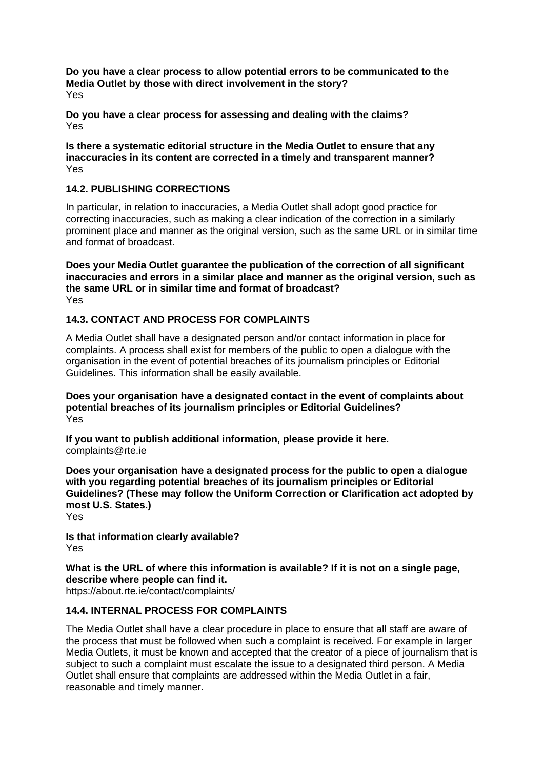**Do you have a clear process to allow potential errors to be communicated to the Media Outlet by those with direct involvement in the story?**
Yes

**Do you have a clear process for assessing and dealing with the claims?**
Yes

**Is there a systematic editorial structure in the Media Outlet to ensure that any inaccuracies in its content are corrected in a timely and transparent manner?**
Yes

### 14.2. PUBLISHING CORRECTIONS

In particular, in relation to inaccuracies, a Media Outlet shall adopt good practice for correcting inaccuracies, such as making a clear indication of the correction in a similarly prominent place and manner as the original version, such as the same URL or in similar time and format of broadcast.

**Does your Media Outlet guarantee the publication of the correction of all significant inaccuracies and errors in a similar place and manner as the original version, such as the same URL or in similar time and format of broadcast?**
Yes

### 14.3. CONTACT AND PROCESS FOR COMPLAINTS

A Media Outlet shall have a designated person and/or contact information in place for complaints. A process shall exist for members of the public to open a dialogue with the organisation in the event of potential breaches of its journalism principles or Editorial Guidelines. This information shall be easily available.

**Does your organisation have a designated contact in the event of complaints about potential breaches of its journalism principles or Editorial Guidelines?**
Yes

**If you want to publish additional information, please provide it here.**
complaints@rte.ie

**Does your organisation have a designated process for the public to open a dialogue with you regarding potential breaches of its journalism principles or Editorial Guidelines? (These may follow the Uniform Correction or Clarification act adopted by most U.S. States.)**
Yes

**Is that information clearly available?**
Yes

**What is the URL of where this information is available? If it is not on a single page, describe where people can find it.**
https://about.rte.ie/contact/complaints/

### 14.4. INTERNAL PROCESS FOR COMPLAINTS

The Media Outlet shall have a clear procedure in place to ensure that all staff are aware of the process that must be followed when such a complaint is received. For example in larger Media Outlets, it must be known and accepted that the creator of a piece of journalism that is subject to such a complaint must escalate the issue to a designated third person. A Media Outlet shall ensure that complaints are addressed within the Media Outlet in a fair, reasonable and timely manner.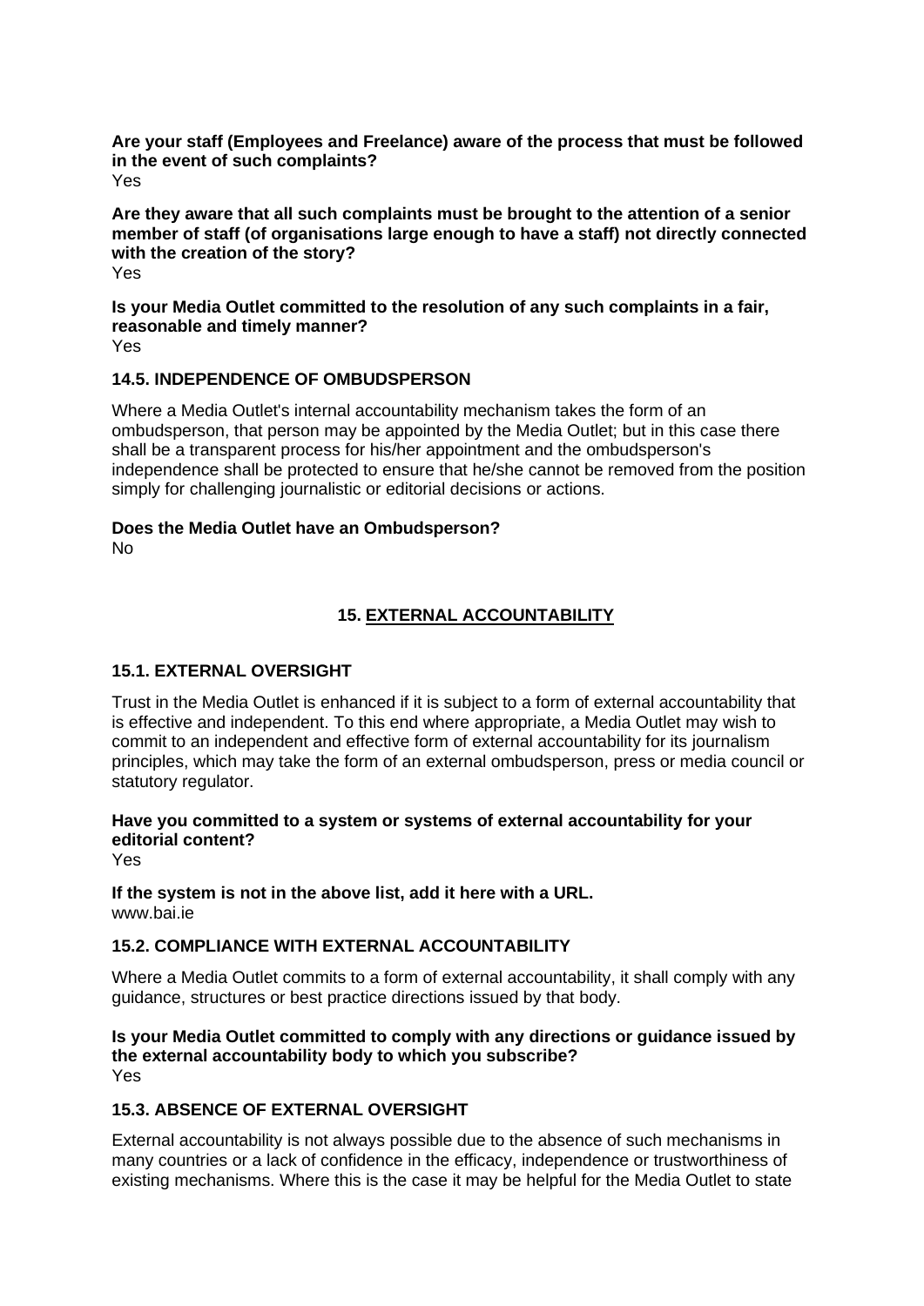**Are your staff (Employees and Freelance) aware of the process that must be followed in the event of such complaints?**
Yes

**Are they aware that all such complaints must be brought to the attention of a senior member of staff (of organisations large enough to have a staff) not directly connected with the creation of the story?**
Yes

**Is your Media Outlet committed to the resolution of any such complaints in a fair, reasonable and timely manner?**
Yes

### 14.5. INDEPENDENCE OF OMBUDSPERSON

Where a Media Outlet's internal accountability mechanism takes the form of an ombudsperson, that person may be appointed by the Media Outlet; but in this case there shall be a transparent process for his/her appointment and the ombudsperson's independence shall be protected to ensure that he/she cannot be removed from the position simply for challenging journalistic or editorial decisions or actions.

**Does the Media Outlet have an Ombudsperson?**
No

## 15. EXTERNAL ACCOUNTABILITY

### 15.1. EXTERNAL OVERSIGHT

Trust in the Media Outlet is enhanced if it is subject to a form of external accountability that is effective and independent. To this end where appropriate, a Media Outlet may wish to commit to an independent and effective form of external accountability for its journalism principles, which may take the form of an external ombudsperson, press or media council or statutory regulator.

**Have you committed to a system or systems of external accountability for your editorial content?**
Yes

**If the system is not in the above list, add it here with a URL.**
www.bai.ie

### 15.2. COMPLIANCE WITH EXTERNAL ACCOUNTABILITY

Where a Media Outlet commits to a form of external accountability, it shall comply with any guidance, structures or best practice directions issued by that body.

**Is your Media Outlet committed to comply with any directions or guidance issued by the external accountability body to which you subscribe?**
Yes

### 15.3. ABSENCE OF EXTERNAL OVERSIGHT

External accountability is not always possible due to the absence of such mechanisms in many countries or a lack of confidence in the efficacy, independence or trustworthiness of existing mechanisms. Where this is the case it may be helpful for the Media Outlet to state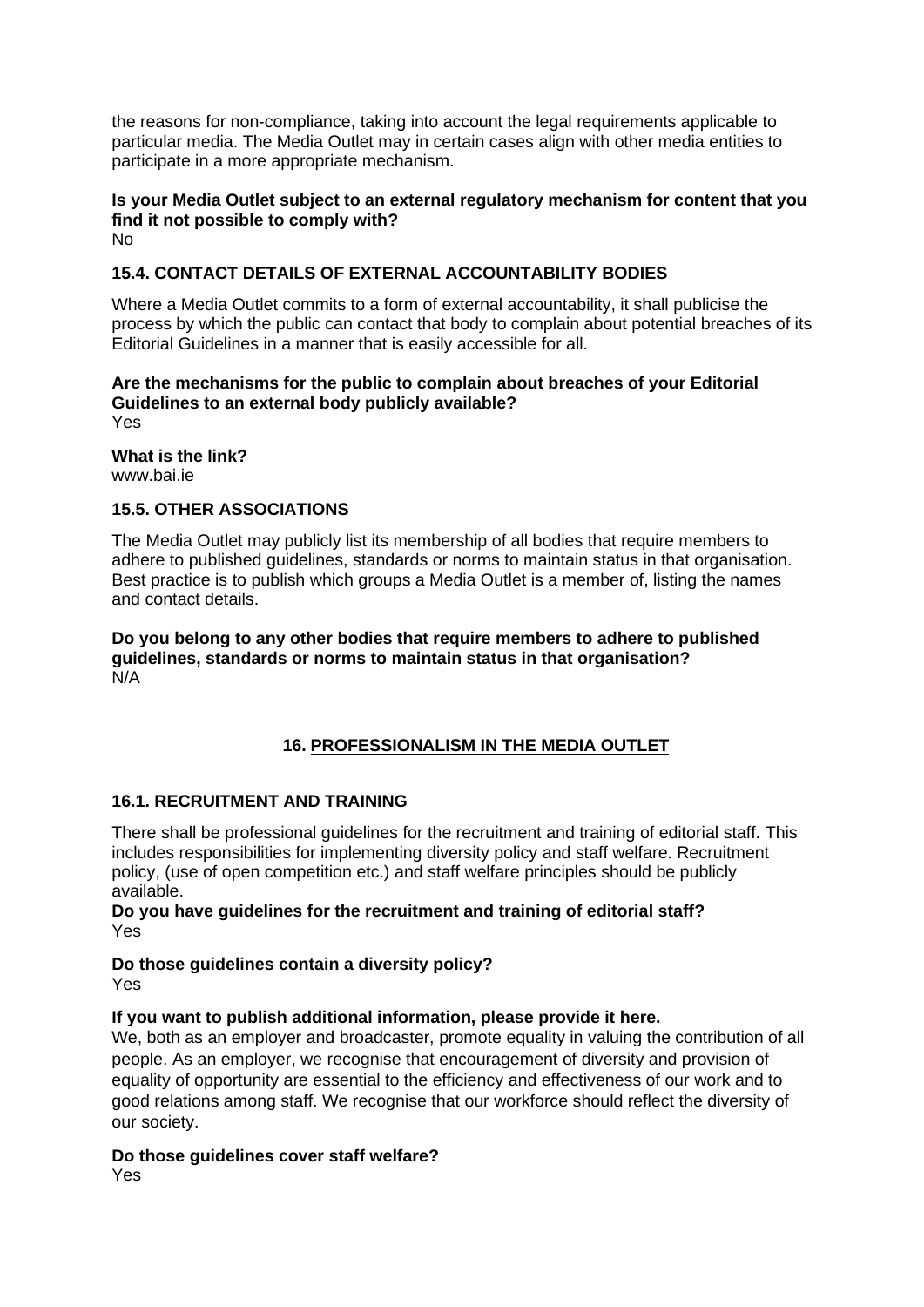the reasons for non-compliance, taking into account the legal requirements applicable to particular media. The Media Outlet may in certain cases align with other media entities to participate in a more appropriate mechanism.

**Is your Media Outlet subject to an external regulatory mechanism for content that you find it not possible to comply with?**
No

### 15.4. CONTACT DETAILS OF EXTERNAL ACCOUNTABILITY BODIES

Where a Media Outlet commits to a form of external accountability, it shall publicise the process by which the public can contact that body to complain about potential breaches of its Editorial Guidelines in a manner that is easily accessible for all.

**Are the mechanisms for the public to complain about breaches of your Editorial Guidelines to an external body publicly available?**
Yes

**What is the link?**
www.bai.ie

### 15.5. OTHER ASSOCIATIONS

The Media Outlet may publicly list its membership of all bodies that require members to adhere to published guidelines, standards or norms to maintain status in that organisation. Best practice is to publish which groups a Media Outlet is a member of, listing the names and contact details.

**Do you belong to any other bodies that require members to adhere to published guidelines, standards or norms to maintain status in that organisation?**
N/A

## 16. PROFESSIONALISM IN THE MEDIA OUTLET

### 16.1. RECRUITMENT AND TRAINING

There shall be professional guidelines for the recruitment and training of editorial staff. This includes responsibilities for implementing diversity policy and staff welfare. Recruitment policy, (use of open competition etc.) and staff welfare principles should be publicly available.

**Do you have guidelines for the recruitment and training of editorial staff?**
Yes

**Do those guidelines contain a diversity policy?**
Yes

**If you want to publish additional information, please provide it here.**
We, both as an employer and broadcaster, promote equality in valuing the contribution of all people. As an employer, we recognise that encouragement of diversity and provision of equality of opportunity are essential to the efficiency and effectiveness of our work and to good relations among staff. We recognise that our workforce should reflect the diversity of our society.

**Do those guidelines cover staff welfare?**
Yes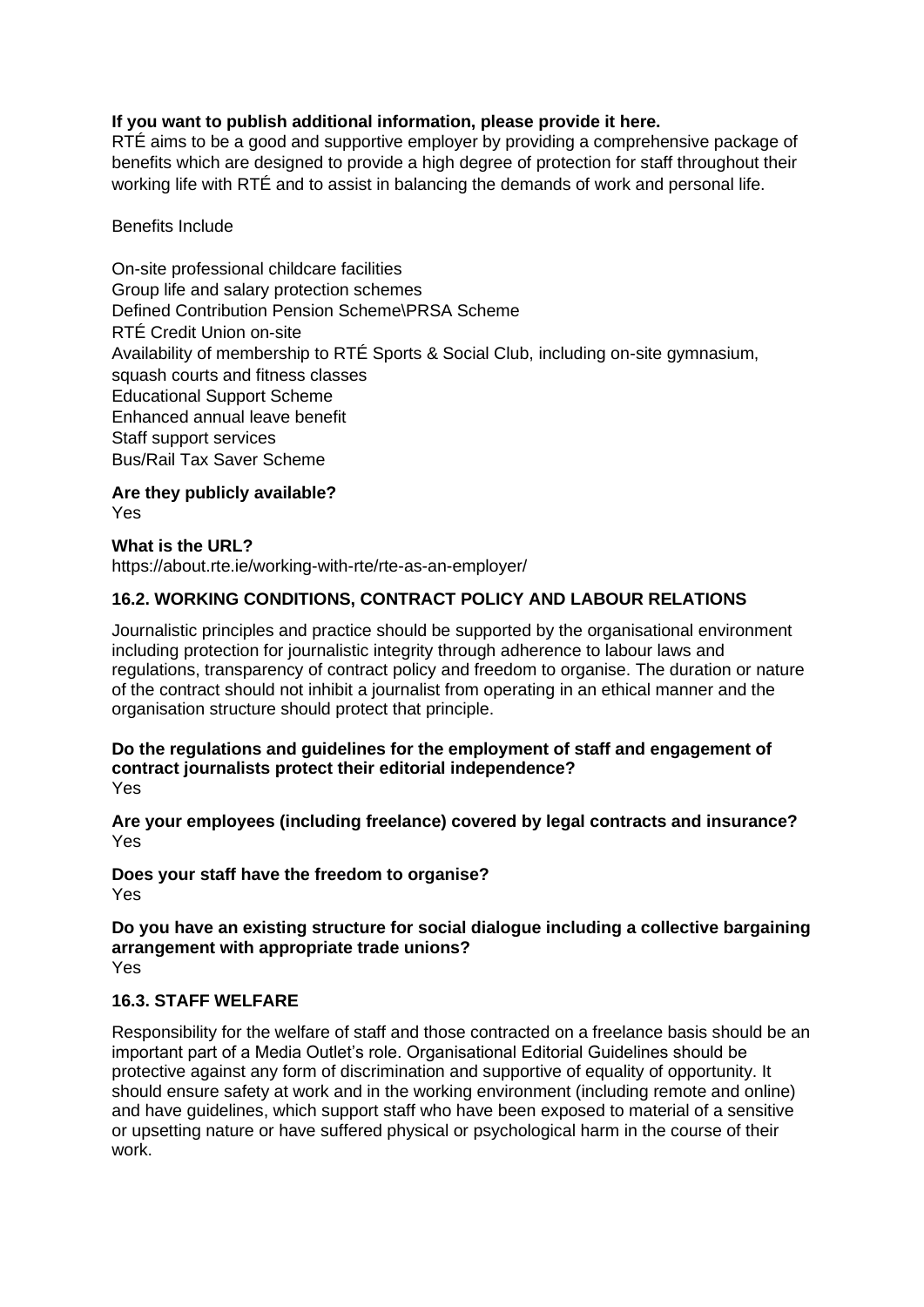**If you want to publish additional information, please provide it here.**
RTÉ aims to be a good and supportive employer by providing a comprehensive package of benefits which are designed to provide a high degree of protection for staff throughout their working life with RTÉ and to assist in balancing the demands of work and personal life.

Benefits Include

On-site professional childcare facilities
Group life and salary protection schemes
Defined Contribution Pension Scheme\PRSA Scheme
RTÉ Credit Union on-site
Availability of membership to RTÉ Sports & Social Club, including on-site gymnasium, squash courts and fitness classes
Educational Support Scheme
Enhanced annual leave benefit
Staff support services
Bus/Rail Tax Saver Scheme

**Are they publicly available?**
Yes

**What is the URL?**
https://about.rte.ie/working-with-rte/rte-as-an-employer/

### 16.2. WORKING CONDITIONS, CONTRACT POLICY AND LABOUR RELATIONS

Journalistic principles and practice should be supported by the organisational environment including protection for journalistic integrity through adherence to labour laws and regulations, transparency of contract policy and freedom to organise. The duration or nature of the contract should not inhibit a journalist from operating in an ethical manner and the organisation structure should protect that principle.

**Do the regulations and guidelines for the employment of staff and engagement of contract journalists protect their editorial independence?**
Yes

**Are your employees (including freelance) covered by legal contracts and insurance?**
Yes

**Does your staff have the freedom to organise?**
Yes

**Do you have an existing structure for social dialogue including a collective bargaining arrangement with appropriate trade unions?**
Yes

### 16.3. STAFF WELFARE

Responsibility for the welfare of staff and those contracted on a freelance basis should be an important part of a Media Outlet's role. Organisational Editorial Guidelines should be protective against any form of discrimination and supportive of equality of opportunity. It should ensure safety at work and in the working environment (including remote and online) and have guidelines, which support staff who have been exposed to material of a sensitive or upsetting nature or have suffered physical or psychological harm in the course of their work.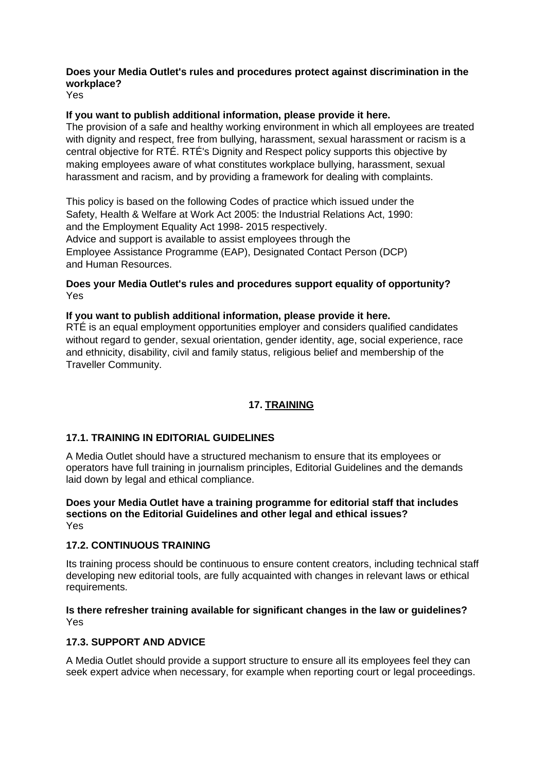**Does your Media Outlet's rules and procedures protect against discrimination in the workplace?**
Yes

**If you want to publish additional information, please provide it here.**
The provision of a safe and healthy working environment in which all employees are treated with dignity and respect, free from bullying, harassment, sexual harassment or racism is a central objective for RTÉ. RTÉ's Dignity and Respect policy supports this objective by making employees aware of what constitutes workplace bullying, harassment, sexual harassment and racism, and by providing a framework for dealing with complaints.

This policy is based on the following Codes of practice which issued under the Safety, Health & Welfare at Work Act 2005: the Industrial Relations Act, 1990: and the Employment Equality Act 1998- 2015 respectively.
Advice and support is available to assist employees through the Employee Assistance Programme (EAP), Designated Contact Person (DCP) and Human Resources.

**Does your Media Outlet's rules and procedures support equality of opportunity?**
Yes

**If you want to publish additional information, please provide it here.**
RTÉ is an equal employment opportunities employer and considers qualified candidates without regard to gender, sexual orientation, gender identity, age, social experience, race and ethnicity, disability, civil and family status, religious belief and membership of the Traveller Community.

## 17. TRAINING

### 17.1. TRAINING IN EDITORIAL GUIDELINES

A Media Outlet should have a structured mechanism to ensure that its employees or operators have full training in journalism principles, Editorial Guidelines and the demands laid down by legal and ethical compliance.

**Does your Media Outlet have a training programme for editorial staff that includes sections on the Editorial Guidelines and other legal and ethical issues?**
Yes

### 17.2. CONTINUOUS TRAINING

Its training process should be continuous to ensure content creators, including technical staff developing new editorial tools, are fully acquainted with changes in relevant laws or ethical requirements.

**Is there refresher training available for significant changes in the law or guidelines?**
Yes

### 17.3. SUPPORT AND ADVICE

A Media Outlet should provide a support structure to ensure all its employees feel they can seek expert advice when necessary, for example when reporting court or legal proceedings.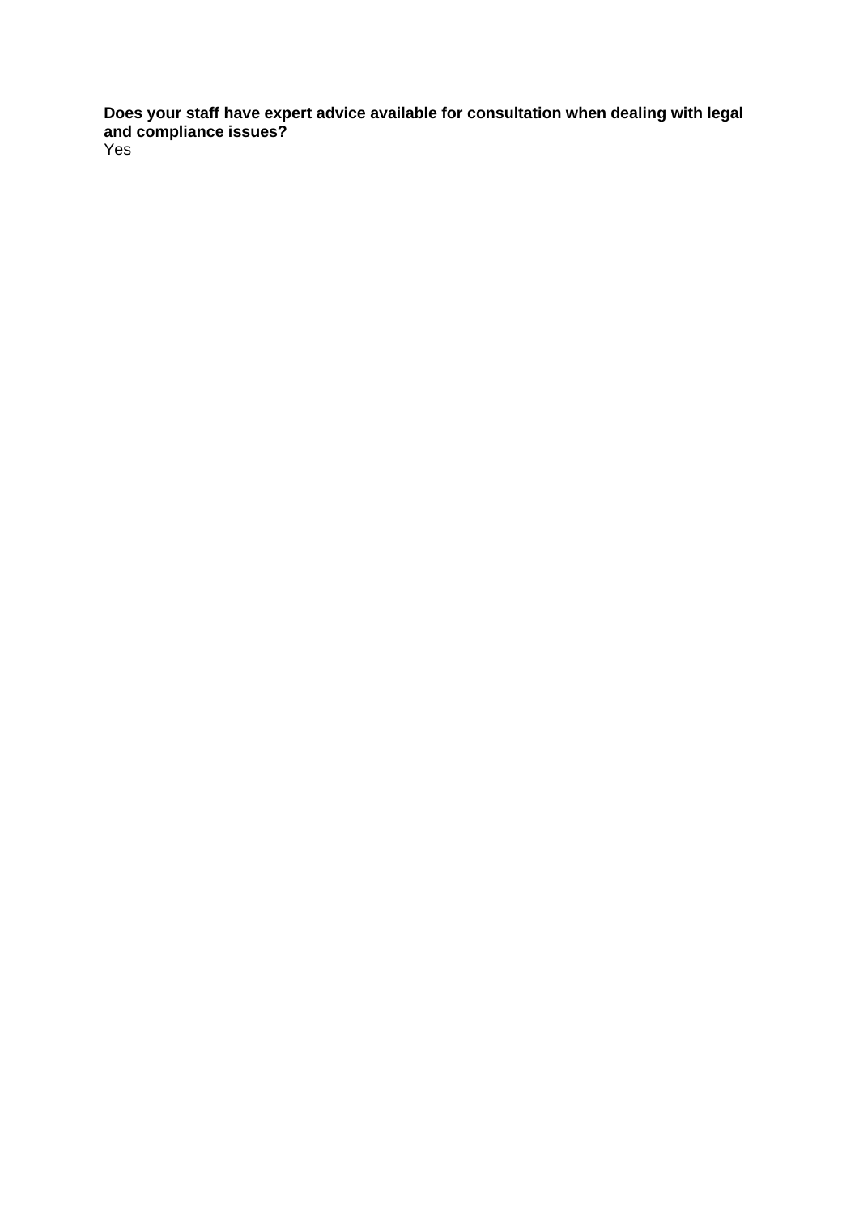**Does your staff have expert advice available for consultation when dealing with legal and compliance issues?**
Yes